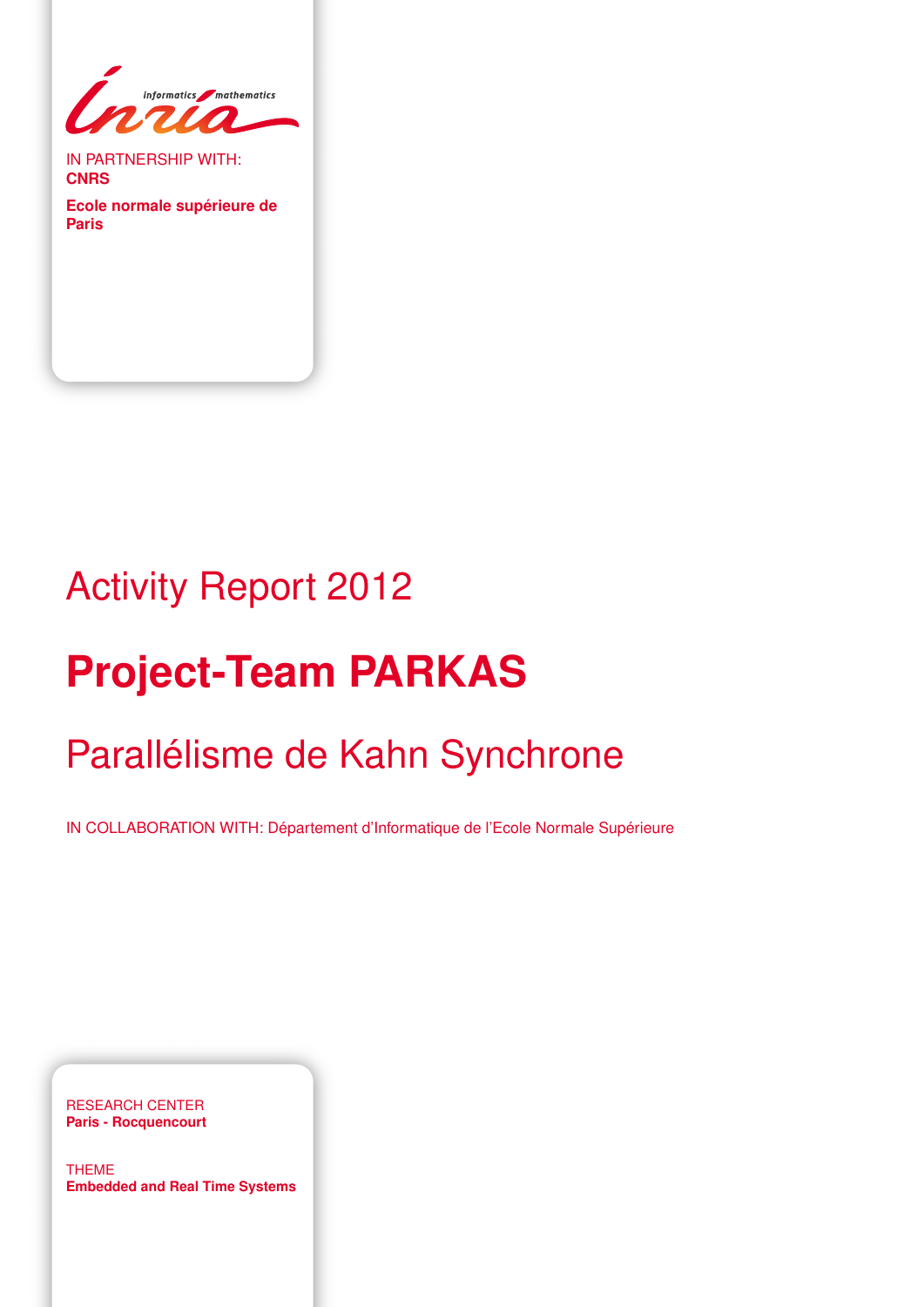IN PARTNERSHIP WITH:
**CNRS**

**Ecole normale supérieure de Paris**

# Activity Report 2012

# Project-Team PARKAS

## Parallélisme de Kahn Synchrone

IN COLLABORATION WITH: Département d'Informatique de l'Ecole Normale Supérieure

RESEARCH CENTER
**Paris - Rocquencourt**

THEME
**Embedded and Real Time Systems**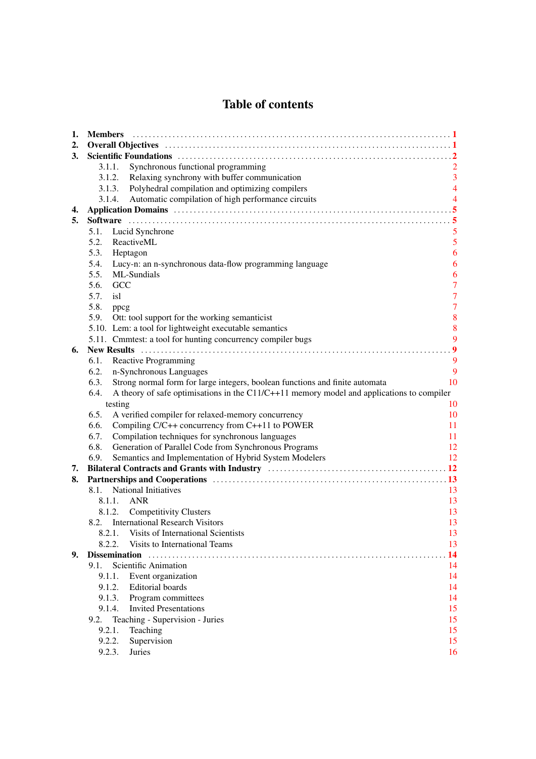# Table of contents

1. **Members** ........ **1**
2. **Overall Objectives** ........ **1**
3. **Scientific Foundations** ........ **2**
    - 3.1.1. Synchronous functional programming 2
    - 3.1.2. Relaxing synchrony with buffer communication 3
    - 3.1.3. Polyhedral compilation and optimizing compilers 4
    - 3.1.4. Automatic compilation of high performance circuits 4
4. **Application Domains** ........ **5**
5. **Software** ........ **5**
    - 5.1. Lucid Synchrone 5
    - 5.2. ReactiveML 5
    - 5.3. Heptagon 6
    - 5.4. Lucy-n: an n-synchronous data-flow programming language 6
    - 5.5. ML-Sundials 6
    - 5.6. GCC 7
    - 5.7. isl 7
    - 5.8. ppcg 7
    - 5.9. Ott: tool support for the working semanticist 8
    - 5.10. Lem: a tool for lightweight executable semantics 8
    - 5.11. Cmmtest: a tool for hunting concurrency compiler bugs 9
6. **New Results** ........ **9**
    - 6.1. Reactive Programming 9
    - 6.2. n-Synchronous Languages 9
    - 6.3. Strong normal form for large integers, boolean functions and finite automata 10
    - 6.4. A theory of safe optimisations in the C11/C++11 memory model and applications to compiler testing 10
    - 6.5. A verified compiler for relaxed-memory concurrency 10
    - 6.6. Compiling C/C++ concurrency from C++11 to POWER 11
    - 6.7. Compilation techniques for synchronous languages 11
    - 6.8. Generation of Parallel Code from Synchronous Programs 12
    - 6.9. Semantics and Implementation of Hybrid System Modelers 12
7. **Bilateral Contracts and Grants with Industry** ........ **12**
8. **Partnerships and Cooperations** ........ **13**
    - 8.1. National Initiatives 13
        - 8.1.1. ANR 13
        - 8.1.2. Competitivity Clusters 13
    - 8.2. International Research Visitors 13
        - 8.2.1. Visits of International Scientists 13
        - 8.2.2. Visits to International Teams 13
9. **Dissemination** ........ **14**
    - 9.1. Scientific Animation 14
        - 9.1.1. Event organization 14
        - 9.1.2. Editorial boards 14
        - 9.1.3. Program committees 14
        - 9.1.4. Invited Presentations 15
    - 9.2. Teaching - Supervision - Juries 15
        - 9.2.1. Teaching 15
        - 9.2.2. Supervision 15
        - 9.2.3. Juries 16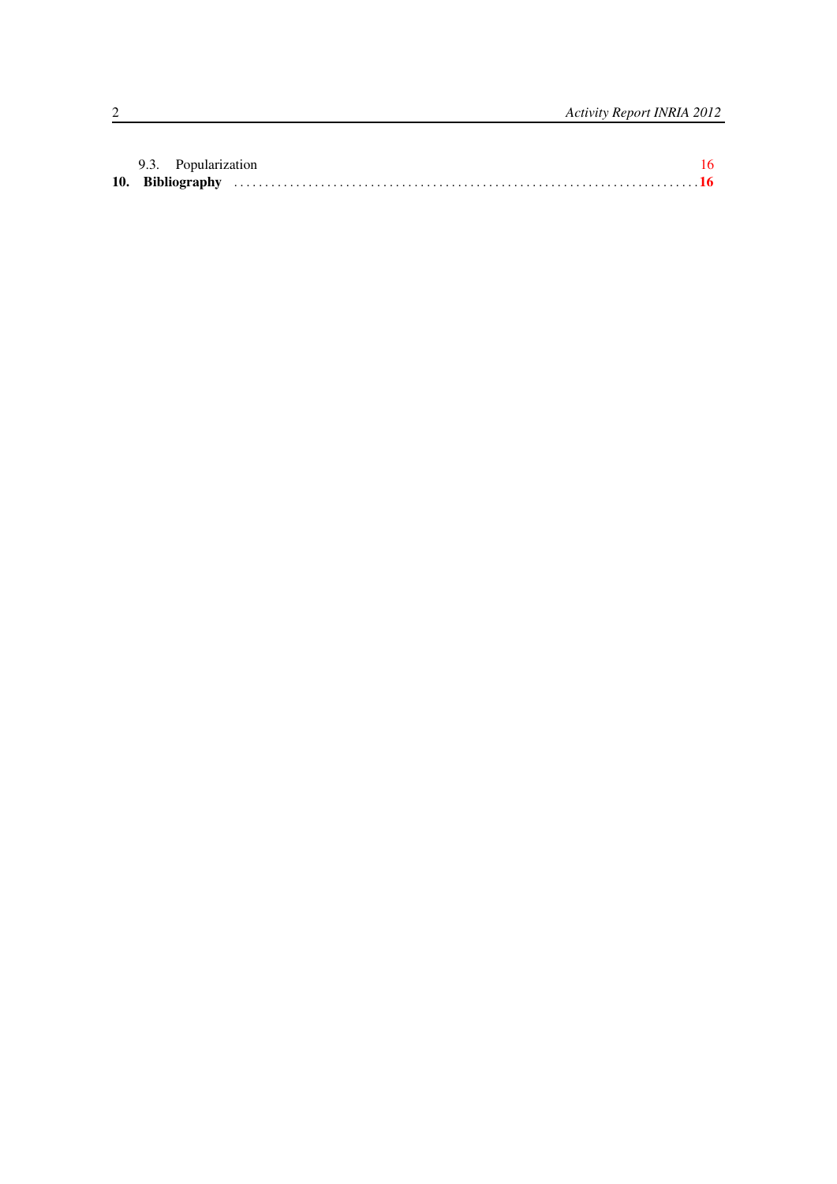9.3. Popularization 16

**10. Bibliography ..........................................................................16**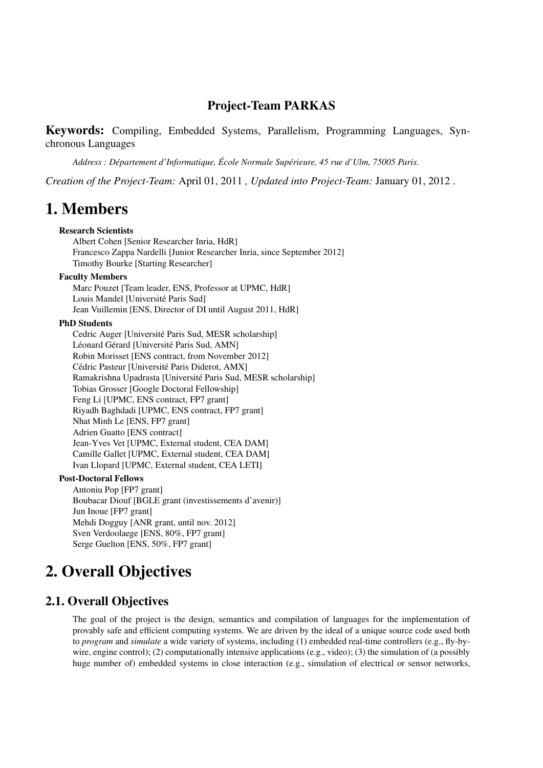# Project-Team PARKAS

**Keywords:** Compiling, Embedded Systems, Parallelism, Programming Languages, Synchronous Languages

*Address : Département d'Informatique, École Normale Supérieure, 45 rue d'Ulm, 75005 Paris.*

*Creation of the Project-Team:* April 01, 2011 *, Updated into Project-Team:* January 01, 2012 .

# 1. Members

**Research Scientists**

Albert Cohen [Senior Researcher Inria, HdR]
Francesco Zappa Nardelli [Junior Researcher Inria, since September 2012]
Timothy Bourke [Starting Researcher]

**Faculty Members**

Marc Pouzet [Team leader, ENS, Professor at UPMC, HdR]
Louis Mandel [Université Paris Sud]
Jean Vuillemin [ENS, Director of DI until August 2011, HdR]

**PhD Students**

Cedric Auger [Université Paris Sud, MESR scholarship]
Léonard Gérard [Université Paris Sud, AMN]
Robin Morisset [ENS contract, from November 2012]
Cédric Pasteur [Université Paris Diderot, AMX]
Ramakrishna Upadrasta [Université Paris Sud, MESR scholarship]
Tobias Grosser [Google Doctoral Fellowship]
Feng Li [UPMC, ENS contract, FP7 grant]
Riyadh Baghdadi [UPMC, ENS contract, FP7 grant]
Nhat Minh Le [ENS, FP7 grant]
Adrien Guatto [ENS contract]
Jean-Yves Vet [UPMC, External student, CEA DAM]
Camille Gallet [UPMC, External student, CEA DAM]
Ivan Llopard [UPMC, External student, CEA LETI]

**Post-Doctoral Fellows**

Antoniu Pop [FP7 grant]
Boubacar Diouf [BGLE grant (investissements d'avenir)]
Jun Inoue [FP7 grant]
Mehdi Dogguy [ANR grant, until nov. 2012]
Sven Verdoolaege [ENS, 80%, FP7 grant]
Serge Guelton [ENS, 50%, FP7 grant]

# 2. Overall Objectives

## 2.1. Overall Objectives

The goal of the project is the design, semantics and compilation of languages for the implementation of provably safe and efficient computing systems. We are driven by the ideal of a unique source code used both to *program* and *simulate* a wide variety of systems, including (1) embedded real-time controllers (e.g., fly-by-wire, engine control); (2) computationally intensive applications (e.g., video); (3) the simulation of (a possibly huge number of) embedded systems in close interaction (e.g., simulation of electrical or sensor networks,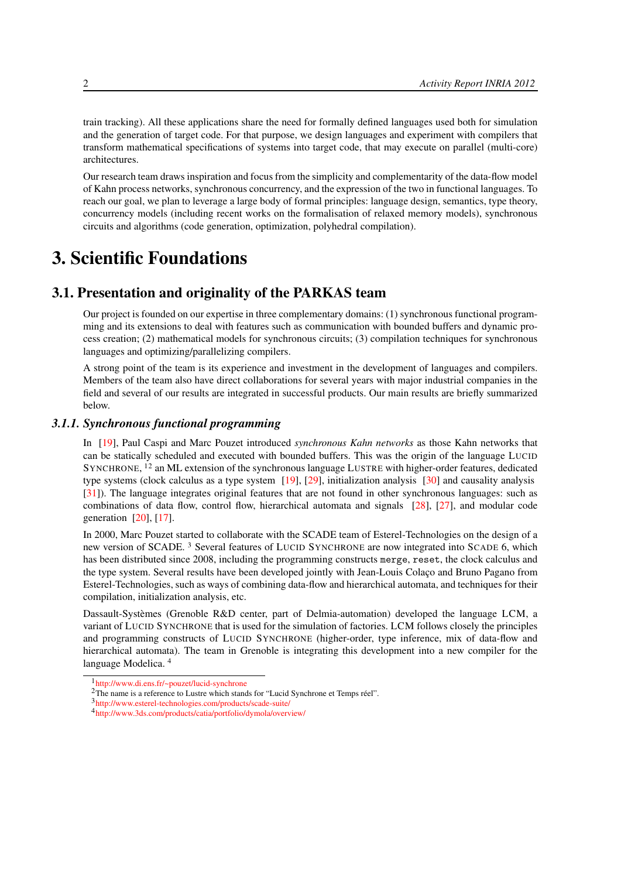train tracking). All these applications share the need for formally defined languages used both for simulation and the generation of target code. For that purpose, we design languages and experiment with compilers that transform mathematical specifications of systems into target code, that may execute on parallel (multi-core) architectures.

Our research team draws inspiration and focus from the simplicity and complementarity of the data-flow model of Kahn process networks, synchronous concurrency, and the expression of the two in functional languages. To reach our goal, we plan to leverage a large body of formal principles: language design, semantics, type theory, concurrency models (including recent works on the formalisation of relaxed memory models), synchronous circuits and algorithms (code generation, optimization, polyhedral compilation).

# 3. Scientific Foundations

## 3.1. Presentation and originality of the PARKAS team

Our project is founded on our expertise in three complementary domains: (1) synchronous functional programming and its extensions to deal with features such as communication with bounded buffers and dynamic process creation; (2) mathematical models for synchronous circuits; (3) compilation techniques for synchronous languages and optimizing/parallelizing compilers.

A strong point of the team is its experience and investment in the development of languages and compilers. Members of the team also have direct collaborations for several years with major industrial companies in the field and several of our results are integrated in successful products. Our main results are briefly summarized below.

### *3.1.1. Synchronous functional programming*

In [19], Paul Caspi and Marc Pouzet introduced *synchronous Kahn networks* as those Kahn networks that can be statically scheduled and executed with bounded buffers. This was the origin of the language LUCID SYNCHRONE, [1] [2] an ML extension of the synchronous language LUSTRE with higher-order features, dedicated type systems (clock calculus as a type system [19], [29], initialization analysis [30] and causality analysis [31]). The language integrates original features that are not found in other synchronous languages: such as combinations of data flow, control flow, hierarchical automata and signals [28], [27], and modular code generation [20], [17].

In 2000, Marc Pouzet started to collaborate with the SCADE team of Esterel-Technologies on the design of a new version of SCADE. [3] Several features of LUCID SYNCHRONE are now integrated into SCADE 6, which has been distributed since 2008, including the programming constructs `merge`, `reset`, the clock calculus and the type system. Several results have been developed jointly with Jean-Louis Colaço and Bruno Pagano from Esterel-Technologies, such as ways of combining data-flow and hierarchical automata, and techniques for their compilation, initialization analysis, etc.

Dassault-Systèmes (Grenoble R&D center, part of Delmia-automation) developed the language LCM, a variant of LUCID SYNCHRONE that is used for the simulation of factories. LCM follows closely the principles and programming constructs of LUCID SYNCHRONE (higher-order, type inference, mix of data-flow and hierarchical automata). The team in Grenoble is integrating this development into a new compiler for the language Modelica. [4]

[1] http://www.di.ens.fr/~pouzet/lucid-synchrone

[2] The name is a reference to Lustre which stands for "Lucid Synchrone et Temps réel".

[3] http://www.esterel-technologies.com/products/scade-suite/

[4] http://www.3ds.com/products/catia/portfolio/dymola/overview/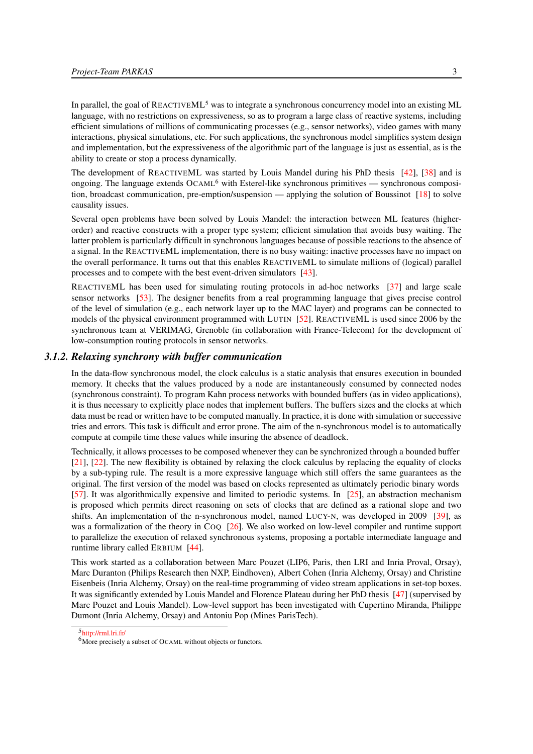In parallel, the goal of ReactiveML[5] was to integrate a synchronous concurrency model into an existing ML language, with no restrictions on expressiveness, so as to program a large class of reactive systems, including efficient simulations of millions of communicating processes (e.g., sensor networks), video games with many interactions, physical simulations, etc. For such applications, the synchronous model simplifies system design and implementation, but the expressiveness of the algorithmic part of the language is just as essential, as is the ability to create or stop a process dynamically.

The development of ReactiveML was started by Louis Mandel during his PhD thesis [42], [38] and is ongoing. The language extends OCaml[6] with Esterel-like synchronous primitives — synchronous composition, broadcast communication, pre-emption/suspension — applying the solution of Boussinot [18] to solve causality issues.

Several open problems have been solved by Louis Mandel: the interaction between ML features (higher-order) and reactive constructs with a proper type system; efficient simulation that avoids busy waiting. The latter problem is particularly difficult in synchronous languages because of possible reactions to the absence of a signal. In the ReactiveML implementation, there is no busy waiting: inactive processes have no impact on the overall performance. It turns out that this enables ReactiveML to simulate millions of (logical) parallel processes and to compete with the best event-driven simulators [43].

ReactiveML has been used for simulating routing protocols in ad-hoc networks [37] and large scale sensor networks [53]. The designer benefits from a real programming language that gives precise control of the level of simulation (e.g., each network layer up to the MAC layer) and programs can be connected to models of the physical environment programmed with Lutin [52]. ReactiveML is used since 2006 by the synchronous team at VERIMAG, Grenoble (in collaboration with France-Telecom) for the development of low-consumption routing protocols in sensor networks.

### 3.1.2. Relaxing synchrony with buffer communication

In the data-flow synchronous model, the clock calculus is a static analysis that ensures execution in bounded memory. It checks that the values produced by a node are instantaneously consumed by connected nodes (synchronous constraint). To program Kahn process networks with bounded buffers (as in video applications), it is thus necessary to explicitly place nodes that implement buffers. The buffers sizes and the clocks at which data must be read or written have to be computed manually. In practice, it is done with simulation or successive tries and errors. This task is difficult and error prone. The aim of the n-synchronous model is to automatically compute at compile time these values while insuring the absence of deadlock.

Technically, it allows processes to be composed whenever they can be synchronized through a bounded buffer [21], [22]. The new flexibility is obtained by relaxing the clock calculus by replacing the equality of clocks by a sub-typing rule. The result is a more expressive language which still offers the same guarantees as the original. The first version of the model was based on clocks represented as ultimately periodic binary words [57]. It was algorithmically expensive and limited to periodic systems. In [25], an abstraction mechanism is proposed which permits direct reasoning on sets of clocks that are defined as a rational slope and two shifts. An implementation of the n-synchronous model, named Lucy-n, was developed in 2009 [39], as was a formalization of the theory in Coq [26]. We also worked on low-level compiler and runtime support to parallelize the execution of relaxed synchronous systems, proposing a portable intermediate language and runtime library called Erbium [44].

This work started as a collaboration between Marc Pouzet (LIP6, Paris, then LRI and Inria Proval, Orsay), Marc Duranton (Philips Research then NXP, Eindhoven), Albert Cohen (Inria Alchemy, Orsay) and Christine Eisenbeis (Inria Alchemy, Orsay) on the real-time programming of video stream applications in set-top boxes. It was significantly extended by Louis Mandel and Florence Plateau during her PhD thesis [47] (supervised by Marc Pouzet and Louis Mandel). Low-level support has been investigated with Cupertino Miranda, Philippe Dumont (Inria Alchemy, Orsay) and Antoniu Pop (Mines ParisTech).

[5] http://rml.lri.fr/

[6] More precisely a subset of OCaml without objects or functors.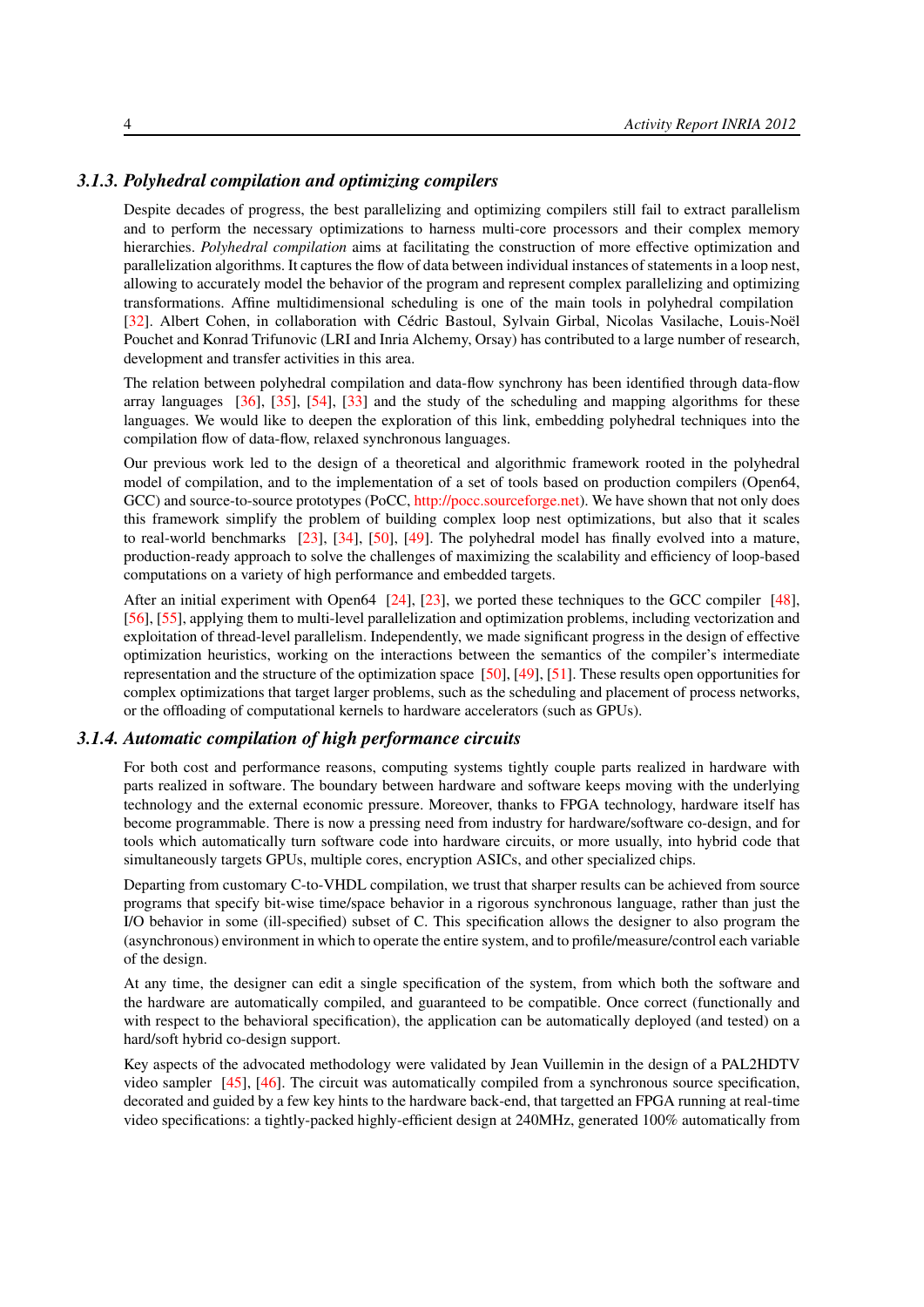### 3.1.3. Polyhedral compilation and optimizing compilers

Despite decades of progress, the best parallelizing and optimizing compilers still fail to extract parallelism and to perform the necessary optimizations to harness multi-core processors and their complex memory hierarchies. *Polyhedral compilation* aims at facilitating the construction of more effective optimization and parallelization algorithms. It captures the flow of data between individual instances of statements in a loop nest, allowing to accurately model the behavior of the program and represent complex parallelizing and optimizing transformations. Affine multidimensional scheduling is one of the main tools in polyhedral compilation [32]. Albert Cohen, in collaboration with Cédric Bastoul, Sylvain Girbal, Nicolas Vasilache, Louis-Noël Pouchet and Konrad Trifunovic (LRI and Inria Alchemy, Orsay) has contributed to a large number of research, development and transfer activities in this area.

The relation between polyhedral compilation and data-flow synchrony has been identified through data-flow array languages [36], [35], [54], [33] and the study of the scheduling and mapping algorithms for these languages. We would like to deepen the exploration of this link, embedding polyhedral techniques into the compilation flow of data-flow, relaxed synchronous languages.

Our previous work led to the design of a theoretical and algorithmic framework rooted in the polyhedral model of compilation, and to the implementation of a set of tools based on production compilers (Open64, GCC) and source-to-source prototypes (PoCC, http://pocc.sourceforge.net). We have shown that not only does this framework simplify the problem of building complex loop nest optimizations, but also that it scales to real-world benchmarks [23], [34], [50], [49]. The polyhedral model has finally evolved into a mature, production-ready approach to solve the challenges of maximizing the scalability and efficiency of loop-based computations on a variety of high performance and embedded targets.

After an initial experiment with Open64 [24], [23], we ported these techniques to the GCC compiler [48], [56], [55], applying them to multi-level parallelization and optimization problems, including vectorization and exploitation of thread-level parallelism. Independently, we made significant progress in the design of effective optimization heuristics, working on the interactions between the semantics of the compiler's intermediate representation and the structure of the optimization space [50], [49], [51]. These results open opportunities for complex optimizations that target larger problems, such as the scheduling and placement of process networks, or the offloading of computational kernels to hardware accelerators (such as GPUs).

### 3.1.4. Automatic compilation of high performance circuits

For both cost and performance reasons, computing systems tightly couple parts realized in hardware with parts realized in software. The boundary between hardware and software keeps moving with the underlying technology and the external economic pressure. Moreover, thanks to FPGA technology, hardware itself has become programmable. There is now a pressing need from industry for hardware/software co-design, and for tools which automatically turn software code into hardware circuits, or more usually, into hybrid code that simultaneously targets GPUs, multiple cores, encryption ASICs, and other specialized chips.

Departing from customary C-to-VHDL compilation, we trust that sharper results can be achieved from source programs that specify bit-wise time/space behavior in a rigorous synchronous language, rather than just the I/O behavior in some (ill-specified) subset of C. This specification allows the designer to also program the (asynchronous) environment in which to operate the entire system, and to profile/measure/control each variable of the design.

At any time, the designer can edit a single specification of the system, from which both the software and the hardware are automatically compiled, and guaranteed to be compatible. Once correct (functionally and with respect to the behavioral specification), the application can be automatically deployed (and tested) on a hard/soft hybrid co-design support.

Key aspects of the advocated methodology were validated by Jean Vuillemin in the design of a PAL2HDTV video sampler [45], [46]. The circuit was automatically compiled from a synchronous source specification, decorated and guided by a few key hints to the hardware back-end, that targetted an FPGA running at real-time video specifications: a tightly-packed highly-efficient design at 240MHz, generated 100% automatically from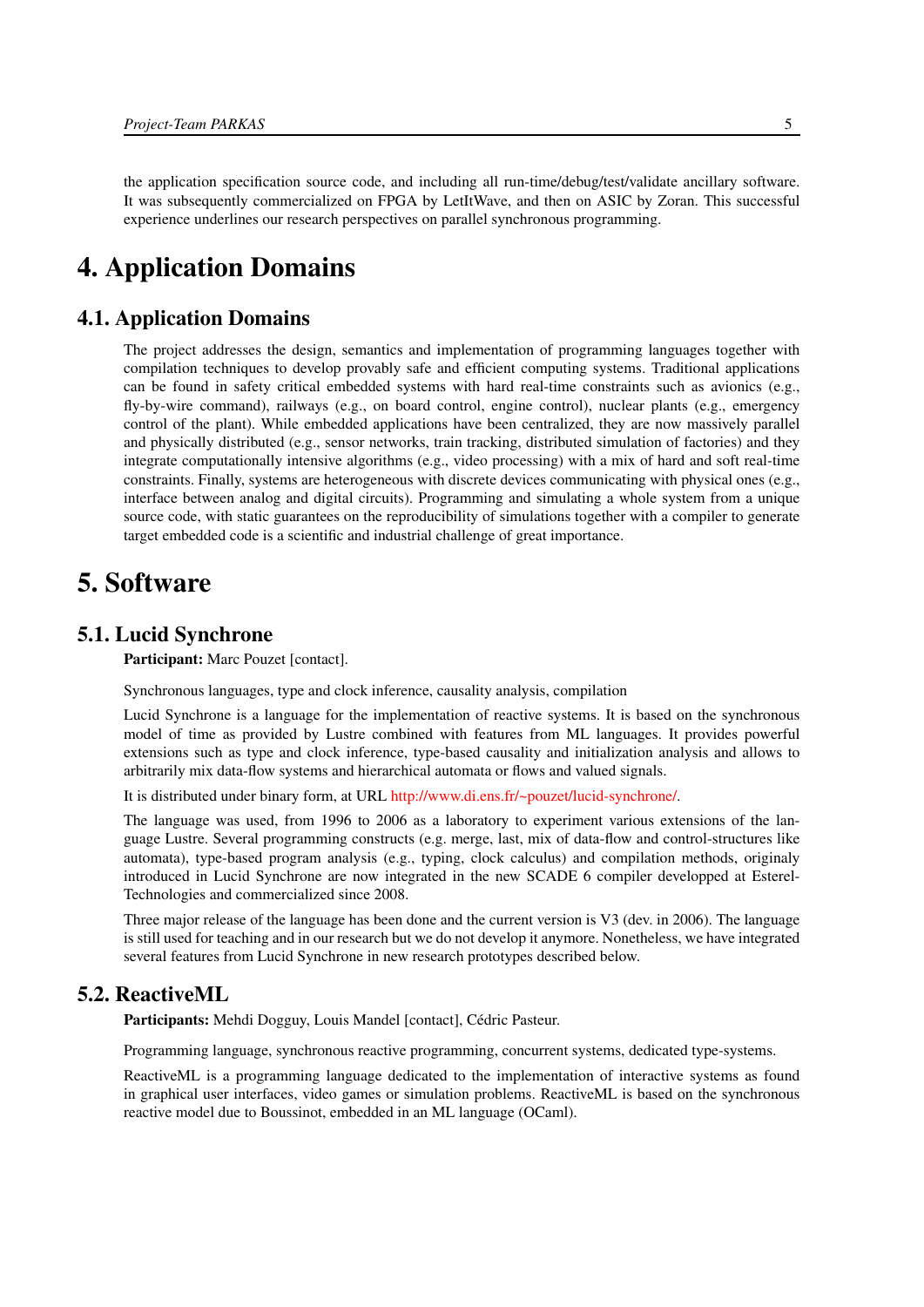the application specification source code, and including all run-time/debug/test/validate ancillary software. It was subsequently commercialized on FPGA by LetItWave, and then on ASIC by Zoran. This successful experience underlines our research perspectives on parallel synchronous programming.

# 4. Application Domains

## 4.1. Application Domains

The project addresses the design, semantics and implementation of programming languages together with compilation techniques to develop provably safe and efficient computing systems. Traditional applications can be found in safety critical embedded systems with hard real-time constraints such as avionics (e.g., fly-by-wire command), railways (e.g., on board control, engine control), nuclear plants (e.g., emergency control of the plant). While embedded applications have been centralized, they are now massively parallel and physically distributed (e.g., sensor networks, train tracking, distributed simulation of factories) and they integrate computationally intensive algorithms (e.g., video processing) with a mix of hard and soft real-time constraints. Finally, systems are heterogeneous with discrete devices communicating with physical ones (e.g., interface between analog and digital circuits). Programming and simulating a whole system from a unique source code, with static guarantees on the reproducibility of simulations together with a compiler to generate target embedded code is a scientific and industrial challenge of great importance.

# 5. Software

## 5.1. Lucid Synchrone

**Participant:** Marc Pouzet [contact].

Synchronous languages, type and clock inference, causality analysis, compilation

Lucid Synchrone is a language for the implementation of reactive systems. It is based on the synchronous model of time as provided by Lustre combined with features from ML languages. It provides powerful extensions such as type and clock inference, type-based causality and initialization analysis and allows to arbitrarily mix data-flow systems and hierarchical automata or flows and valued signals.

It is distributed under binary form, at URL http://www.di.ens.fr/~pouzet/lucid-synchrone/.

The language was used, from 1996 to 2006 as a laboratory to experiment various extensions of the language Lustre. Several programming constructs (e.g. merge, last, mix of data-flow and control-structures like automata), type-based program analysis (e.g., typing, clock calculus) and compilation methods, originaly introduced in Lucid Synchrone are now integrated in the new SCADE 6 compiler developped at Esterel-Technologies and commercialized since 2008.

Three major release of the language has been done and the current version is V3 (dev. in 2006). The language is still used for teaching and in our research but we do not develop it anymore. Nonetheless, we have integrated several features from Lucid Synchrone in new research prototypes described below.

## 5.2. ReactiveML

**Participants:** Mehdi Dogguy, Louis Mandel [contact], Cédric Pasteur.

Programming language, synchronous reactive programming, concurrent systems, dedicated type-systems.

ReactiveML is a programming language dedicated to the implementation of interactive systems as found in graphical user interfaces, video games or simulation problems. ReactiveML is based on the synchronous reactive model due to Boussinot, embedded in an ML language (OCaml).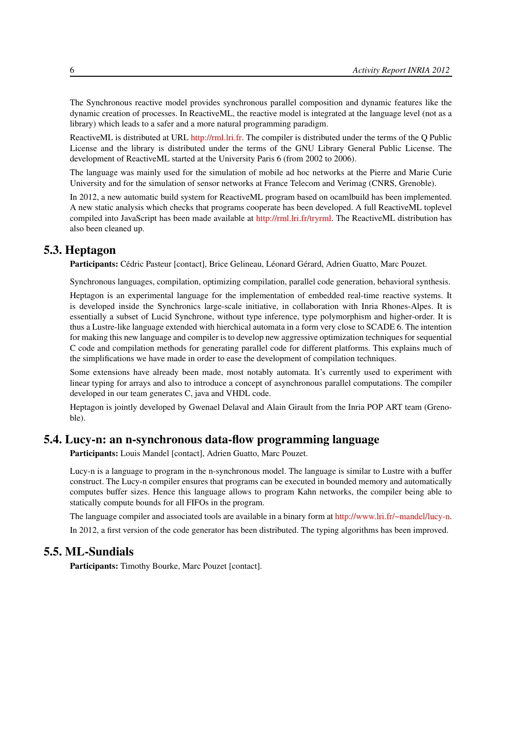The Synchronous reactive model provides synchronous parallel composition and dynamic features like the dynamic creation of processes. In ReactiveML, the reactive model is integrated at the language level (not as a library) which leads to a safer and a more natural programming paradigm.

ReactiveML is distributed at URL http://rml.lri.fr. The compiler is distributed under the terms of the Q Public License and the library is distributed under the terms of the GNU Library General Public License. The development of ReactiveML started at the University Paris 6 (from 2002 to 2006).

The language was mainly used for the simulation of mobile ad hoc networks at the Pierre and Marie Curie University and for the simulation of sensor networks at France Telecom and Verimag (CNRS, Grenoble).

In 2012, a new automatic build system for ReactiveML program based on ocamlbuild has been implemented. A new static analysis which checks that programs cooperate has been developed. A full ReactiveML toplevel compiled into JavaScript has been made available at http://rml.lri.fr/tryrml. The ReactiveML distribution has also been cleaned up.

## 5.3. Heptagon

**Participants:** Cédric Pasteur [contact], Brice Gelineau, Léonard Gérard, Adrien Guatto, Marc Pouzet.

Synchronous languages, compilation, optimizing compilation, parallel code generation, behavioral synthesis.

Heptagon is an experimental language for the implementation of embedded real-time reactive systems. It is developed inside the Synchronics large-scale initiative, in collaboration with Inria Rhones-Alpes. It is essentially a subset of Lucid Synchrone, without type inference, type polymorphism and higher-order. It is thus a Lustre-like language extended with hierchical automata in a form very close to SCADE 6. The intention for making this new language and compiler is to develop new aggressive optimization techniques for sequential C code and compilation methods for generating parallel code for different platforms. This explains much of the simplifications we have made in order to ease the development of compilation techniques.

Some extensions have already been made, most notably automata. It's currently used to experiment with linear typing for arrays and also to introduce a concept of asynchronous parallel computations. The compiler developed in our team generates C, java and VHDL code.

Heptagon is jointly developed by Gwenael Delaval and Alain Girault from the Inria POP ART team (Grenoble).

## 5.4. Lucy-n: an n-synchronous data-flow programming language

**Participants:** Louis Mandel [contact], Adrien Guatto, Marc Pouzet.

Lucy-n is a language to program in the n-synchronous model. The language is similar to Lustre with a buffer construct. The Lucy-n compiler ensures that programs can be executed in bounded memory and automatically computes buffer sizes. Hence this language allows to program Kahn networks, the compiler being able to statically compute bounds for all FIFOs in the program.

The language compiler and associated tools are available in a binary form at http://www.lri.fr/~mandel/lucy-n.

In 2012, a first version of the code generator has been distributed. The typing algorithms has been improved.

## 5.5. ML-Sundials

**Participants:** Timothy Bourke, Marc Pouzet [contact].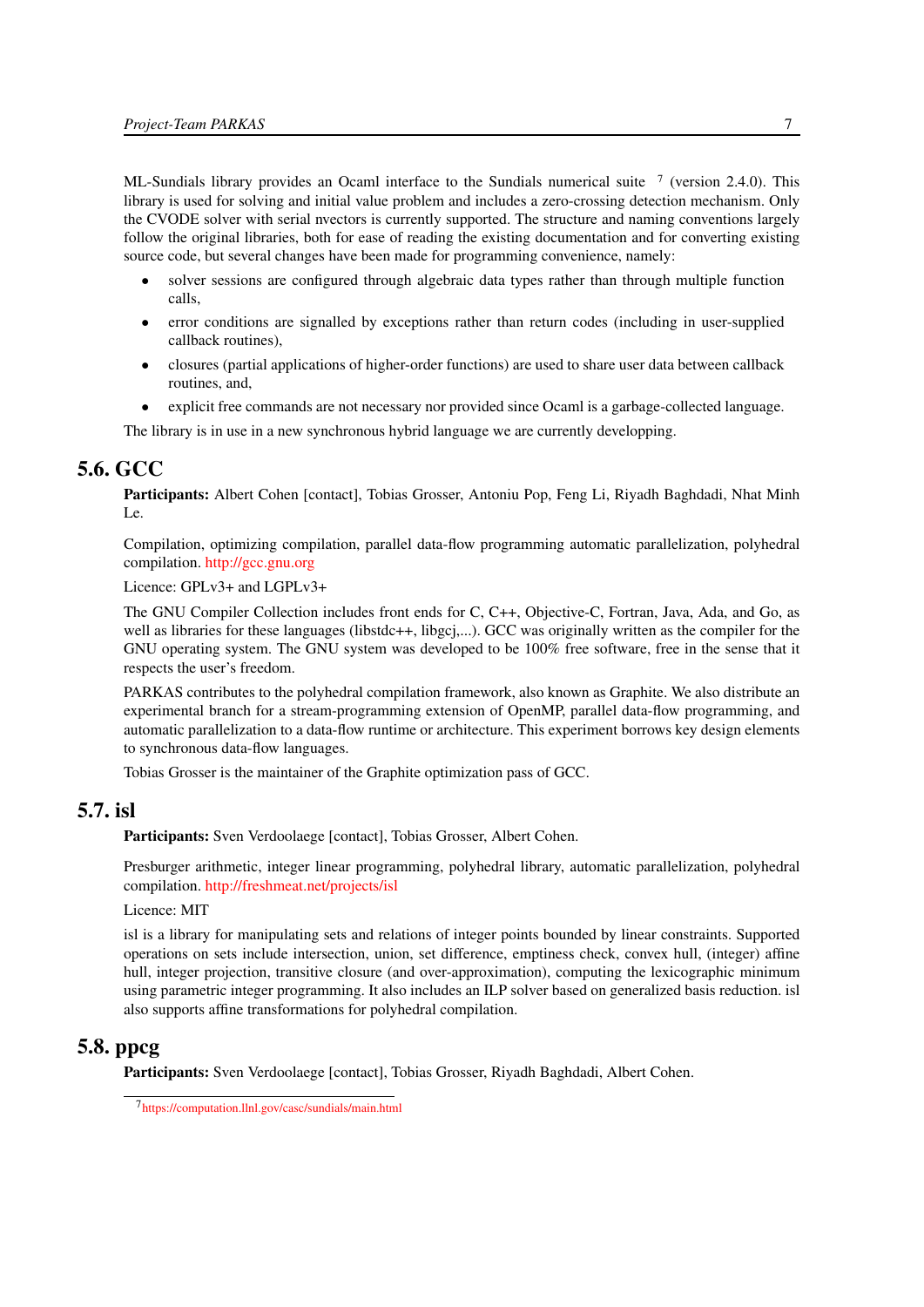ML-Sundials library provides an Ocaml interface to the Sundials numerical suite [7] (version 2.4.0). This library is used for solving and initial value problem and includes a zero-crossing detection mechanism. Only the CVODE solver with serial nvectors is currently supported. The structure and naming conventions largely follow the original libraries, both for ease of reading the existing documentation and for converting existing source code, but several changes have been made for programming convenience, namely:

- solver sessions are configured through algebraic data types rather than through multiple function calls,
- error conditions are signalled by exceptions rather than return codes (including in user-supplied callback routines),
- closures (partial applications of higher-order functions) are used to share user data between callback routines, and,
- explicit free commands are not necessary nor provided since Ocaml is a garbage-collected language.

The library is in use in a new synchronous hybrid language we are currently developping.

## 5.6. GCC

**Participants:** Albert Cohen [contact], Tobias Grosser, Antoniu Pop, Feng Li, Riyadh Baghdadi, Nhat Minh Le.

Compilation, optimizing compilation, parallel data-flow programming automatic parallelization, polyhedral compilation. http://gcc.gnu.org

Licence: GPLv3+ and LGPLv3+

The GNU Compiler Collection includes front ends for C, C++, Objective-C, Fortran, Java, Ada, and Go, as well as libraries for these languages (libstdc++, libgcj,...). GCC was originally written as the compiler for the GNU operating system. The GNU system was developed to be 100% free software, free in the sense that it respects the user's freedom.

PARKAS contributes to the polyhedral compilation framework, also known as Graphite. We also distribute an experimental branch for a stream-programming extension of OpenMP, parallel data-flow programming, and automatic parallelization to a data-flow runtime or architecture. This experiment borrows key design elements to synchronous data-flow languages.

Tobias Grosser is the maintainer of the Graphite optimization pass of GCC.

## 5.7. isl

**Participants:** Sven Verdoolaege [contact], Tobias Grosser, Albert Cohen.

Presburger arithmetic, integer linear programming, polyhedral library, automatic parallelization, polyhedral compilation. http://freshmeat.net/projects/isl

Licence: MIT

isl is a library for manipulating sets and relations of integer points bounded by linear constraints. Supported operations on sets include intersection, union, set difference, emptiness check, convex hull, (integer) affine hull, integer projection, transitive closure (and over-approximation), computing the lexicographic minimum using parametric integer programming. It also includes an ILP solver based on generalized basis reduction. isl also supports affine transformations for polyhedral compilation.

## 5.8. ppcg

**Participants:** Sven Verdoolaege [contact], Tobias Grosser, Riyadh Baghdadi, Albert Cohen.

[7] https://computation.llnl.gov/casc/sundials/main.html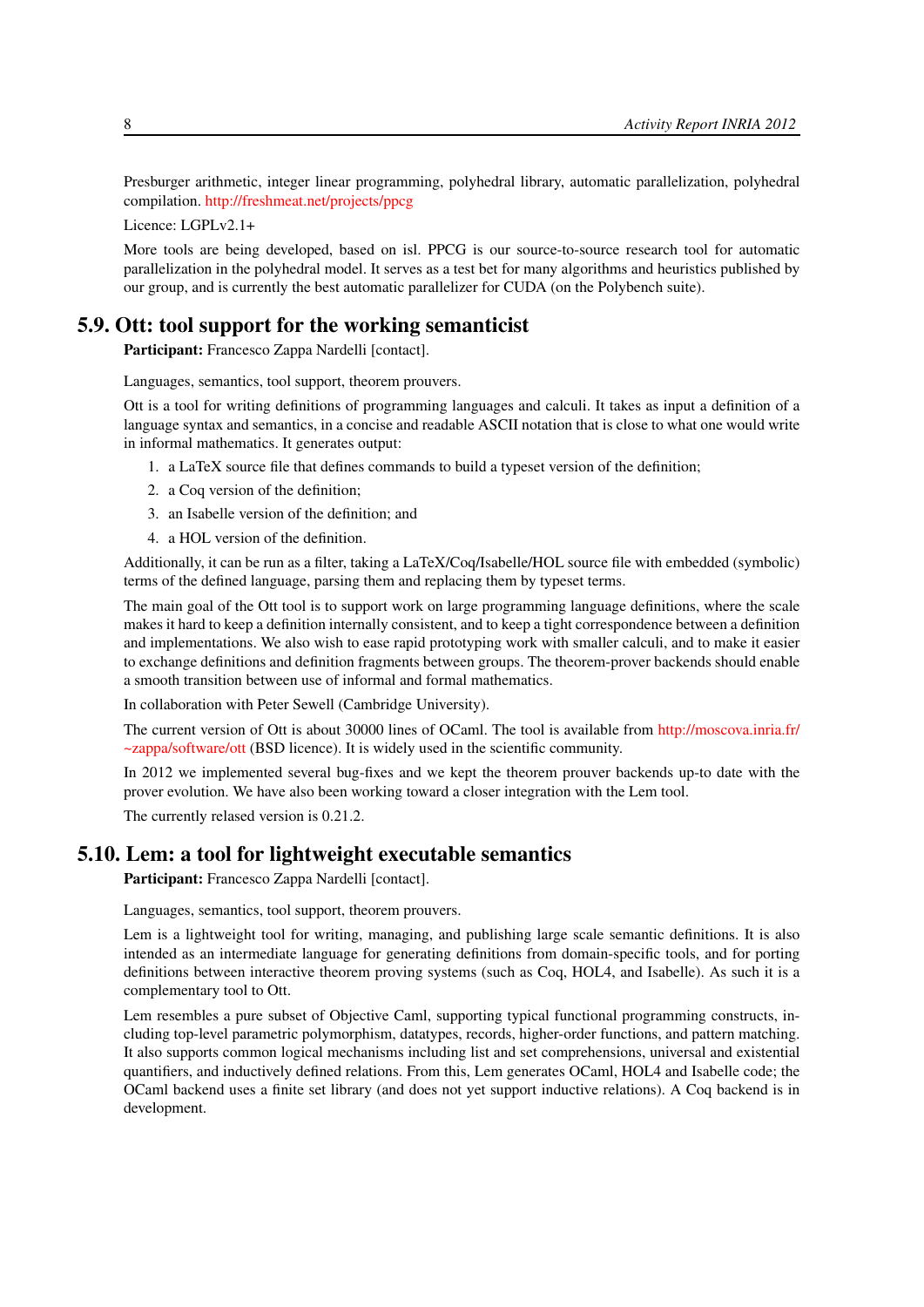Presburger arithmetic, integer linear programming, polyhedral library, automatic parallelization, polyhedral compilation. http://freshmeat.net/projects/ppcg

Licence: LGPLv2.1+

More tools are being developed, based on isl. PPCG is our source-to-source research tool for automatic parallelization in the polyhedral model. It serves as a test bet for many algorithms and heuristics published by our group, and is currently the best automatic parallelizer for CUDA (on the Polybench suite).

## 5.9. Ott: tool support for the working semanticist

**Participant:** Francesco Zappa Nardelli [contact].

Languages, semantics, tool support, theorem prouvers.

Ott is a tool for writing definitions of programming languages and calculi. It takes as input a definition of a language syntax and semantics, in a concise and readable ASCII notation that is close to what one would write in informal mathematics. It generates output:

1. a LaTeX source file that defines commands to build a typeset version of the definition;
2. a Coq version of the definition;
3. an Isabelle version of the definition; and
4. a HOL version of the definition.

Additionally, it can be run as a filter, taking a LaTeX/Coq/Isabelle/HOL source file with embedded (symbolic) terms of the defined language, parsing them and replacing them by typeset terms.

The main goal of the Ott tool is to support work on large programming language definitions, where the scale makes it hard to keep a definition internally consistent, and to keep a tight correspondence between a definition and implementations. We also wish to ease rapid prototyping work with smaller calculi, and to make it easier to exchange definitions and definition fragments between groups. The theorem-prover backends should enable a smooth transition between use of informal and formal mathematics.

In collaboration with Peter Sewell (Cambridge University).

The current version of Ott is about 30000 lines of OCaml. The tool is available from http://moscova.inria.fr/~zappa/software/ott (BSD licence). It is widely used in the scientific community.

In 2012 we implemented several bug-fixes and we kept the theorem prouver backends up-to date with the prover evolution. We have also been working toward a closer integration with the Lem tool.

The currently relased version is 0.21.2.

## 5.10. Lem: a tool for lightweight executable semantics

**Participant:** Francesco Zappa Nardelli [contact].

Languages, semantics, tool support, theorem prouvers.

Lem is a lightweight tool for writing, managing, and publishing large scale semantic definitions. It is also intended as an intermediate language for generating definitions from domain-specific tools, and for porting definitions between interactive theorem proving systems (such as Coq, HOL4, and Isabelle). As such it is a complementary tool to Ott.

Lem resembles a pure subset of Objective Caml, supporting typical functional programming constructs, including top-level parametric polymorphism, datatypes, records, higher-order functions, and pattern matching. It also supports common logical mechanisms including list and set comprehensions, universal and existential quantifiers, and inductively defined relations. From this, Lem generates OCaml, HOL4 and Isabelle code; the OCaml backend uses a finite set library (and does not yet support inductive relations). A Coq backend is in development.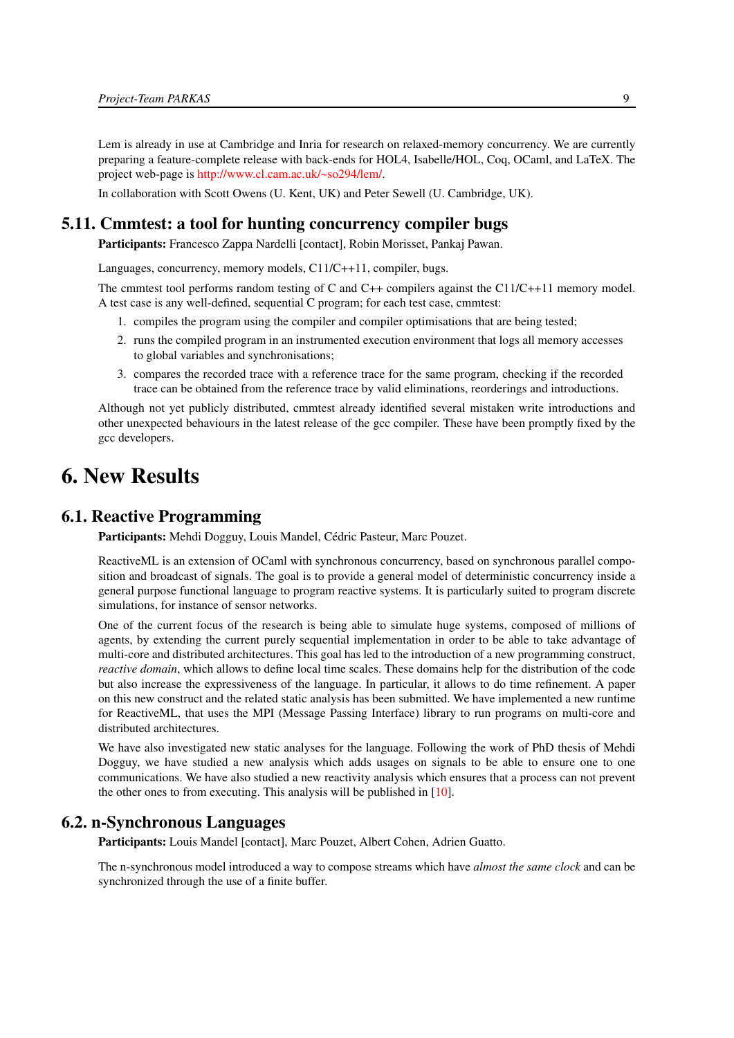Lem is already in use at Cambridge and Inria for research on relaxed-memory concurrency. We are currently preparing a feature-complete release with back-ends for HOL4, Isabelle/HOL, Coq, OCaml, and LaTeX. The project web-page is http://www.cl.cam.ac.uk/~so294/lem/.

In collaboration with Scott Owens (U. Kent, UK) and Peter Sewell (U. Cambridge, UK).

## 5.11. Cmmtest: a tool for hunting concurrency compiler bugs

**Participants:** Francesco Zappa Nardelli [contact], Robin Morisset, Pankaj Pawan.

Languages, concurrency, memory models, C11/C++11, compiler, bugs.

The cmmtest tool performs random testing of C and C++ compilers against the C11/C++11 memory model. A test case is any well-defined, sequential C program; for each test case, cmmtest:

1. compiles the program using the compiler and compiler optimisations that are being tested;
2. runs the compiled program in an instrumented execution environment that logs all memory accesses to global variables and synchronisations;
3. compares the recorded trace with a reference trace for the same program, checking if the recorded trace can be obtained from the reference trace by valid eliminations, reorderings and introductions.

Although not yet publicly distributed, cmmtest already identified several mistaken write introductions and other unexpected behaviours in the latest release of the gcc compiler. These have been promptly fixed by the gcc developers.

# 6. New Results

## 6.1. Reactive Programming

**Participants:** Mehdi Dogguy, Louis Mandel, Cédric Pasteur, Marc Pouzet.

ReactiveML is an extension of OCaml with synchronous concurrency, based on synchronous parallel composition and broadcast of signals. The goal is to provide a general model of deterministic concurrency inside a general purpose functional language to program reactive systems. It is particularly suited to program discrete simulations, for instance of sensor networks.

One of the current focus of the research is being able to simulate huge systems, composed of millions of agents, by extending the current purely sequential implementation in order to be able to take advantage of multi-core and distributed architectures. This goal has led to the introduction of a new programming construct, *reactive domain*, which allows to define local time scales. These domains help for the distribution of the code but also increase the expressiveness of the language. In particular, it allows to do time refinement. A paper on this new construct and the related static analysis has been submitted. We have implemented a new runtime for ReactiveML, that uses the MPI (Message Passing Interface) library to run programs on multi-core and distributed architectures.

We have also investigated new static analyses for the language. Following the work of PhD thesis of Mehdi Dogguy, we have studied a new analysis which adds usages on signals to be able to ensure one to one communications. We have also studied a new reactivity analysis which ensures that a process can not prevent the other ones to from executing. This analysis will be published in [10].

## 6.2. n-Synchronous Languages

**Participants:** Louis Mandel [contact], Marc Pouzet, Albert Cohen, Adrien Guatto.

The n-synchronous model introduced a way to compose streams which have *almost the same clock* and can be synchronized through the use of a finite buffer.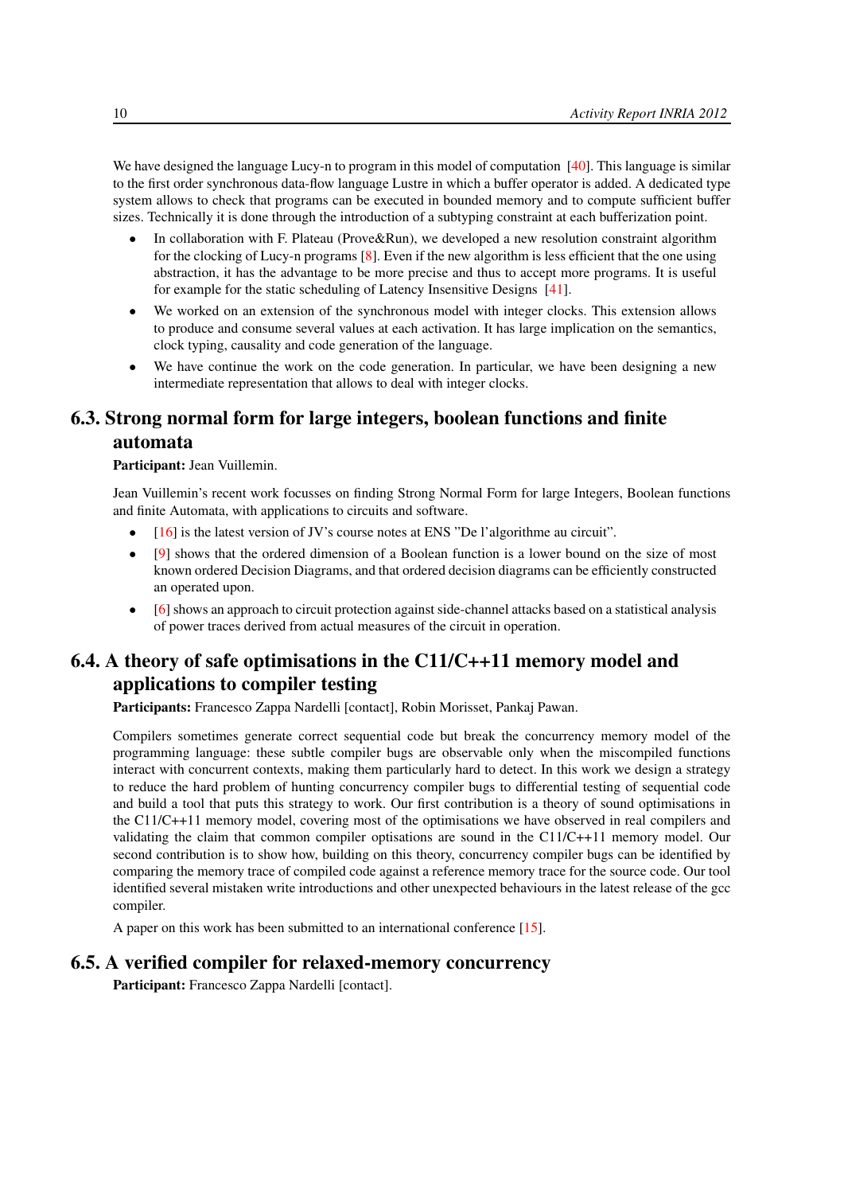We have designed the language Lucy-n to program in this model of computation [40]. This language is similar to the first order synchronous data-flow language Lustre in which a buffer operator is added. A dedicated type system allows to check that programs can be executed in bounded memory and to compute sufficient buffer sizes. Technically it is done through the introduction of a subtyping constraint at each bufferization point.

- In collaboration with F. Plateau (Prove&Run), we developed a new resolution constraint algorithm for the clocking of Lucy-n programs [8]. Even if the new algorithm is less efficient that the one using abstraction, it has the advantage to be more precise and thus to accept more programs. It is useful for example for the static scheduling of Latency Insensitive Designs [41].
- We worked on an extension of the synchronous model with integer clocks. This extension allows to produce and consume several values at each activation. It has large implication on the semantics, clock typing, causality and code generation of the language.
- We have continue the work on the code generation. In particular, we have been designing a new intermediate representation that allows to deal with integer clocks.

## 6.3. Strong normal form for large integers, boolean functions and finite automata

**Participant:** Jean Vuillemin.

Jean Vuillemin's recent work focusses on finding Strong Normal Form for large Integers, Boolean functions and finite Automata, with applications to circuits and software.

- [16] is the latest version of JV's course notes at ENS "De l'algorithme au circuit".
- [9] shows that the ordered dimension of a Boolean function is a lower bound on the size of most known ordered Decision Diagrams, and that ordered decision diagrams can be efficiently constructed an operated upon.
- [6] shows an approach to circuit protection against side-channel attacks based on a statistical analysis of power traces derived from actual measures of the circuit in operation.

## 6.4. A theory of safe optimisations in the C11/C++11 memory model and applications to compiler testing

**Participants:** Francesco Zappa Nardelli [contact], Robin Morisset, Pankaj Pawan.

Compilers sometimes generate correct sequential code but break the concurrency memory model of the programming language: these subtle compiler bugs are observable only when the miscompiled functions interact with concurrent contexts, making them particularly hard to detect. In this work we design a strategy to reduce the hard problem of hunting concurrency compiler bugs to differential testing of sequential code and build a tool that puts this strategy to work. Our first contribution is a theory of sound optimisations in the C11/C++11 memory model, covering most of the optimisations we have observed in real compilers and validating the claim that common compiler optisations are sound in the C11/C++11 memory model. Our second contribution is to show how, building on this theory, concurrency compiler bugs can be identified by comparing the memory trace of compiled code against a reference memory trace for the source code. Our tool identified several mistaken write introductions and other unexpected behaviours in the latest release of the gcc compiler.

A paper on this work has been submitted to an international conference [15].

## 6.5. A verified compiler for relaxed-memory concurrency

**Participant:** Francesco Zappa Nardelli [contact].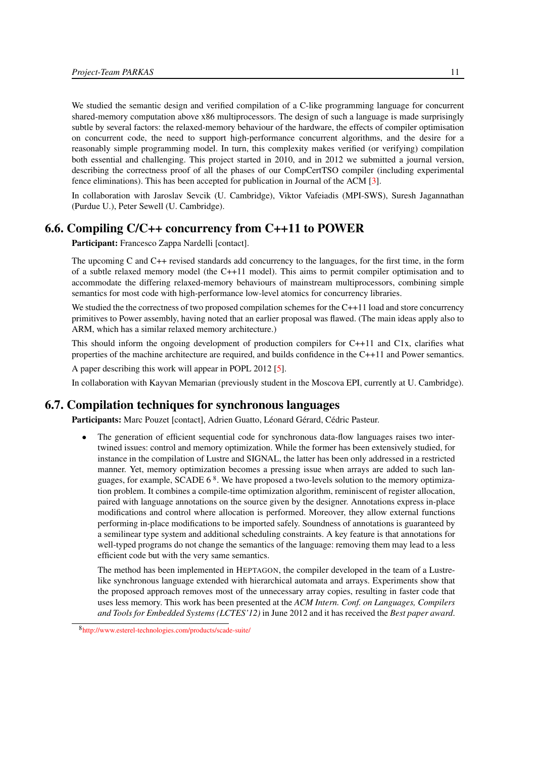We studied the semantic design and verified compilation of a C-like programming language for concurrent shared-memory computation above x86 multiprocessors. The design of such a language is made surprisingly subtle by several factors: the relaxed-memory behaviour of the hardware, the effects of compiler optimisation on concurrent code, the need to support high-performance concurrent algorithms, and the desire for a reasonably simple programming model. In turn, this complexity makes verified (or verifying) compilation both essential and challenging. This project started in 2010, and in 2012 we submitted a journal version, describing the correctness proof of all the phases of our CompCertTSO compiler (including experimental fence eliminations). This has been accepted for publication in Journal of the ACM [3].

In collaboration with Jaroslav Sevcik (U. Cambridge), Viktor Vafeiadis (MPI-SWS), Suresh Jagannathan (Purdue U.), Peter Sewell (U. Cambridge).

## 6.6. Compiling C/C++ concurrency from C++11 to POWER

**Participant:** Francesco Zappa Nardelli [contact].

The upcoming C and C++ revised standards add concurrency to the languages, for the first time, in the form of a subtle relaxed memory model (the C++11 model). This aims to permit compiler optimisation and to accommodate the differing relaxed-memory behaviours of mainstream multiprocessors, combining simple semantics for most code with high-performance low-level atomics for concurrency libraries.

We studied the the correctness of two proposed compilation schemes for the C++11 load and store concurrency primitives to Power assembly, having noted that an earlier proposal was flawed. (The main ideas apply also to ARM, which has a similar relaxed memory architecture.)

This should inform the ongoing development of production compilers for C++11 and C1x, clarifies what properties of the machine architecture are required, and builds confidence in the C++11 and Power semantics.

A paper describing this work will appear in POPL 2012 [5].

In collaboration with Kayvan Memarian (previously student in the Moscova EPI, currently at U. Cambridge).

## 6.7. Compilation techniques for synchronous languages

**Participants:** Marc Pouzet [contact], Adrien Guatto, Léonard Gérard, Cédric Pasteur.

- The generation of efficient sequential code for synchronous data-flow languages raises two intertwined issues: control and memory optimization. While the former has been extensively studied, for instance in the compilation of Lustre and SIGNAL, the latter has been only addressed in a restricted manner. Yet, memory optimization becomes a pressing issue when arrays are added to such languages, for example, SCADE 6 [8]. We have proposed a two-levels solution to the memory optimization problem. It combines a compile-time optimization algorithm, reminiscent of register allocation, paired with language annotations on the source given by the designer. Annotations express in-place modifications and control where allocation is performed. Moreover, they allow external functions performing in-place modifications to be imported safely. Soundness of annotations is guaranteed by a semilinear type system and additional scheduling constraints. A key feature is that annotations for well-typed programs do not change the semantics of the language: removing them may lead to a less efficient code but with the very same semantics.

  The method has been implemented in HEPTAGON, the compiler developed in the team of a Lustre-like synchronous language extended with hierarchical automata and arrays. Experiments show that the proposed approach removes most of the unnecessary array copies, resulting in faster code that uses less memory. This work has been presented at the *ACM Intern. Conf. on Languages, Compilers and Tools for Embedded Systems (LCTES'12)* in June 2012 and it has received the *Best paper award*.

[8] http://www.esterel-technologies.com/products/scade-suite/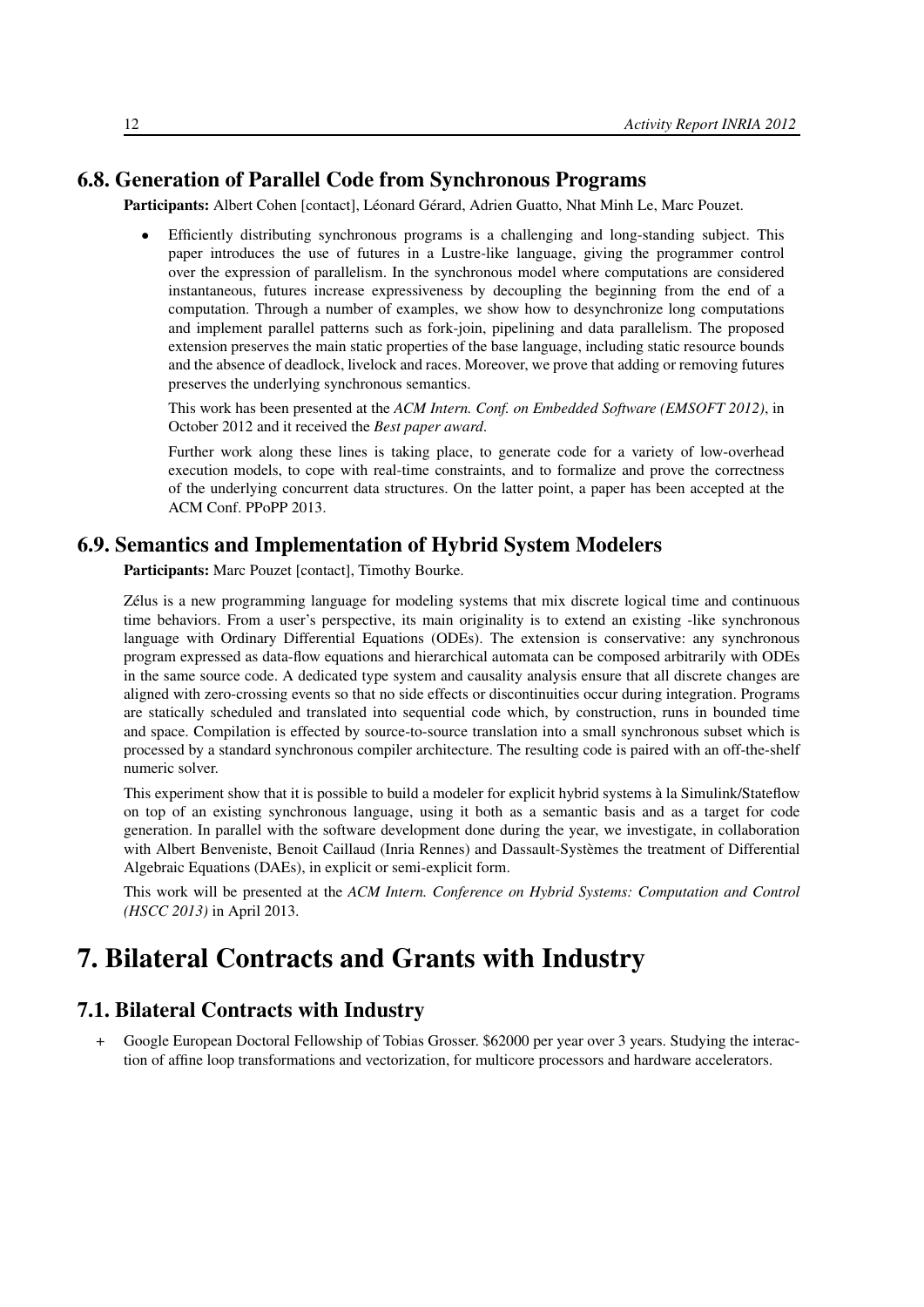## 6.8. Generation of Parallel Code from Synchronous Programs

**Participants:** Albert Cohen [contact], Léonard Gérard, Adrien Guatto, Nhat Minh Le, Marc Pouzet.

- Efficiently distributing synchronous programs is a challenging and long-standing subject. This paper introduces the use of futures in a Lustre-like language, giving the programmer control over the expression of parallelism. In the synchronous model where computations are considered instantaneous, futures increase expressiveness by decoupling the beginning from the end of a computation. Through a number of examples, we show how to desynchronize long computations and implement parallel patterns such as fork-join, pipelining and data parallelism. The proposed extension preserves the main static properties of the base language, including static resource bounds and the absence of deadlock, livelock and races. Moreover, we prove that adding or removing futures preserves the underlying synchronous semantics.

  This work has been presented at the *ACM Intern. Conf. on Embedded Software (EMSOFT 2012)*, in October 2012 and it received the *Best paper award*.

  Further work along these lines is taking place, to generate code for a variety of low-overhead execution models, to cope with real-time constraints, and to formalize and prove the correctness of the underlying concurrent data structures. On the latter point, a paper has been accepted at the ACM Conf. PPoPP 2013.

## 6.9. Semantics and Implementation of Hybrid System Modelers

**Participants:** Marc Pouzet [contact], Timothy Bourke.

Zélus is a new programming language for modeling systems that mix discrete logical time and continuous time behaviors. From a user's perspective, its main originality is to extend an existing -like synchronous language with Ordinary Differential Equations (ODEs). The extension is conservative: any synchronous program expressed as data-flow equations and hierarchical automata can be composed arbitrarily with ODEs in the same source code. A dedicated type system and causality analysis ensure that all discrete changes are aligned with zero-crossing events so that no side effects or discontinuities occur during integration. Programs are statically scheduled and translated into sequential code which, by construction, runs in bounded time and space. Compilation is effected by source-to-source translation into a small synchronous subset which is processed by a standard synchronous compiler architecture. The resulting code is paired with an off-the-shelf numeric solver.

This experiment show that it is possible to build a modeler for explicit hybrid systems à la Simulink/Stateflow on top of an existing synchronous language, using it both as a semantic basis and as a target for code generation. In parallel with the software development done during the year, we investigate, in collaboration with Albert Benveniste, Benoit Caillaud (Inria Rennes) and Dassault-Systèmes the treatment of Differential Algebraic Equations (DAEs), in explicit or semi-explicit form.

This work will be presented at the *ACM Intern. Conference on Hybrid Systems: Computation and Control (HSCC 2013)* in April 2013.

# 7. Bilateral Contracts and Grants with Industry

## 7.1. Bilateral Contracts with Industry

+ Google European Doctoral Fellowship of Tobias Grosser. $62000 per year over 3 years. Studying the interaction of affine loop transformations and vectorization, for multicore processors and hardware accelerators.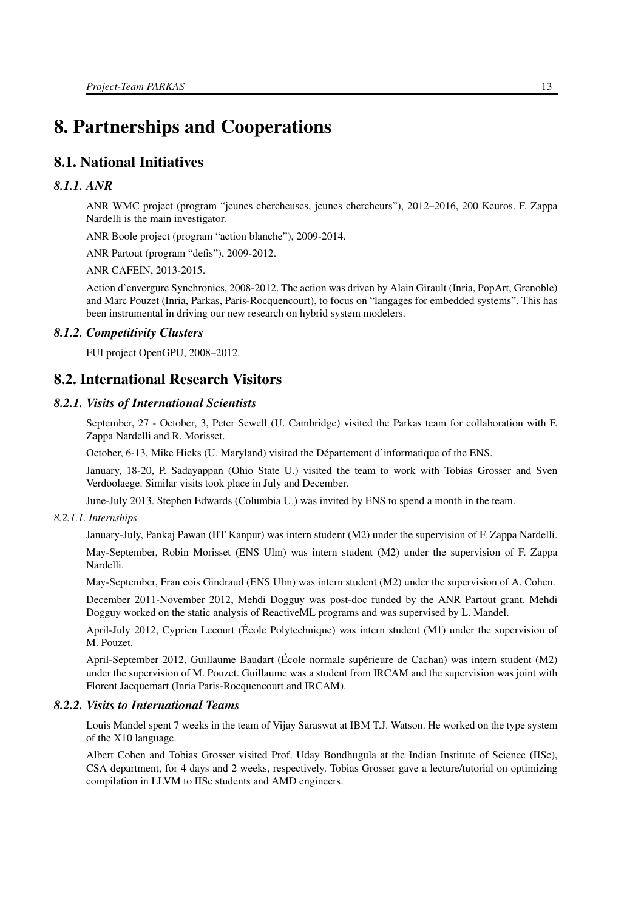# 8. Partnerships and Cooperations

## 8.1. National Initiatives

### 8.1.1. ANR

ANR WMC project (program "jeunes chercheuses, jeunes chercheurs"), 2012–2016, 200 Keuros. F. Zappa Nardelli is the main investigator.

ANR Boole project (program "action blanche"), 2009-2014.

ANR Partout (program "defis"), 2009-2012.

ANR CAFEIN, 2013-2015.

Action d'envergure Synchronics, 2008-2012. The action was driven by Alain Girault (Inria, PopArt, Grenoble) and Marc Pouzet (Inria, Parkas, Paris-Rocquencourt), to focus on "langages for embedded systems". This has been instrumental in driving our new research on hybrid system modelers.

### 8.1.2. Competitivity Clusters

FUI project OpenGPU, 2008–2012.

## 8.2. International Research Visitors

### 8.2.1. Visits of International Scientists

September, 27 - October, 3, Peter Sewell (U. Cambridge) visited the Parkas team for collaboration with F. Zappa Nardelli and R. Morisset.

October, 6-13, Mike Hicks (U. Maryland) visited the Département d'informatique of the ENS.

January, 18-20, P. Sadayappan (Ohio State U.) visited the team to work with Tobias Grosser and Sven Verdoolaege. Similar visits took place in July and December.

June-July 2013. Stephen Edwards (Columbia U.) was invited by ENS to spend a month in the team.

#### 8.2.1.1. Internships

January-July, Pankaj Pawan (IIT Kanpur) was intern student (M2) under the supervision of F. Zappa Nardelli.

May-September, Robin Morisset (ENS Ulm) was intern student (M2) under the supervision of F. Zappa Nardelli.

May-September, Fran cois Gindraud (ENS Ulm) was intern student (M2) under the supervision of A. Cohen.

December 2011-November 2012, Mehdi Dogguy was post-doc funded by the ANR Partout grant. Mehdi Dogguy worked on the static analysis of ReactiveML programs and was supervised by L. Mandel.

April-July 2012, Cyprien Lecourt (École Polytechnique) was intern student (M1) under the supervision of M. Pouzet.

April-September 2012, Guillaume Baudart (École normale supérieure de Cachan) was intern student (M2) under the supervision of M. Pouzet. Guillaume was a student from IRCAM and the supervision was joint with Florent Jacquemart (Inria Paris-Rocquencourt and IRCAM).

### 8.2.2. Visits to International Teams

Louis Mandel spent 7 weeks in the team of Vijay Saraswat at IBM T.J. Watson. He worked on the type system of the X10 language.

Albert Cohen and Tobias Grosser visited Prof. Uday Bondhugula at the Indian Institute of Science (IISc), CSA department, for 4 days and 2 weeks, respectively. Tobias Grosser gave a lecture/tutorial on optimizing compilation in LLVM to IISc students and AMD engineers.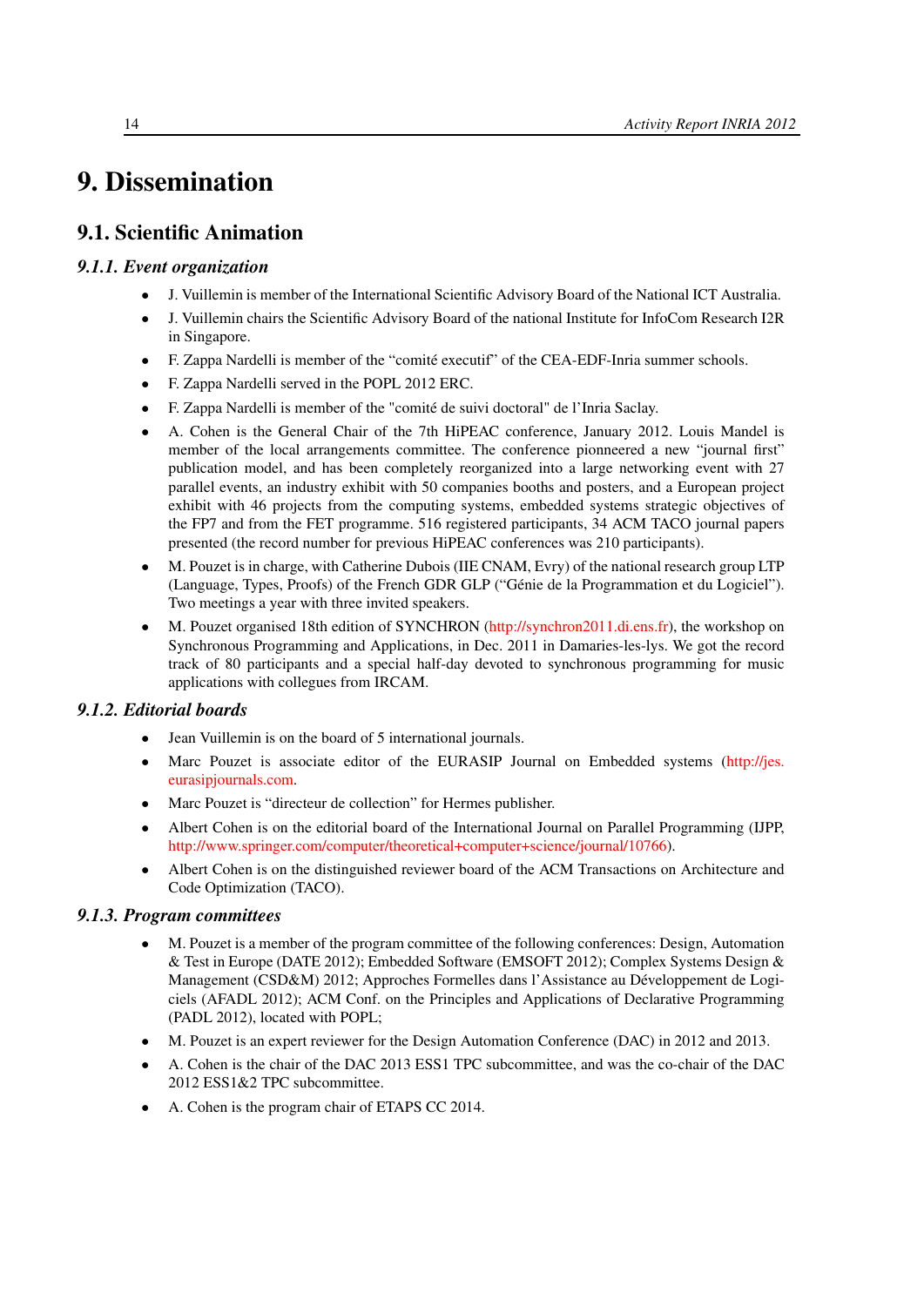# 9. Dissemination

## 9.1. Scientific Animation

### *9.1.1. Event organization*

- J. Vuillemin is member of the International Scientific Advisory Board of the National ICT Australia.
- J. Vuillemin chairs the Scientific Advisory Board of the national Institute for InfoCom Research I2R in Singapore.
- F. Zappa Nardelli is member of the "comité executif" of the CEA-EDF-Inria summer schools.
- F. Zappa Nardelli served in the POPL 2012 ERC.
- F. Zappa Nardelli is member of the "comité de suivi doctoral" de l'Inria Saclay.
- A. Cohen is the General Chair of the 7th HiPEAC conference, January 2012. Louis Mandel is member of the local arrangements committee. The conference pioneered a new "journal first" publication model, and has been completely reorganized into a large networking event with 27 parallel events, an industry exhibit with 50 companies booths and posters, and a European project exhibit with 46 projects from the computing systems, embedded systems strategic objectives of the FP7 and from the FET programme. 516 registered participants, 34 ACM TACO journal papers presented (the record number for previous HiPEAC conferences was 210 participants).
- M. Pouzet is in charge, with Catherine Dubois (IIE CNAM, Evry) of the national research group LTP (Language, Types, Proofs) of the French GDR GLP ("Génie de la Programmation et du Logiciel"). Two meetings a year with three invited speakers.
- M. Pouzet organised 18th edition of SYNCHRON (http://synchron2011.di.ens.fr), the workshop on Synchronous Programming and Applications, in Dec. 2011 in Damaries-les-lys. We got the record track of 80 participants and a special half-day devoted to synchronous programming for music applications with collegues from IRCAM.

### *9.1.2. Editorial boards*

- Jean Vuillemin is on the board of 5 international journals.
- Marc Pouzet is associate editor of the EURASIP Journal on Embedded systems (http://jes.eurasipjournals.com.
- Marc Pouzet is "directeur de collection" for Hermes publisher.
- Albert Cohen is on the editorial board of the International Journal on Parallel Programming (IJPP, http://www.springer.com/computer/theoretical+computer+science/journal/10766).
- Albert Cohen is on the distinguished reviewer board of the ACM Transactions on Architecture and Code Optimization (TACO).

### *9.1.3. Program committees*

- M. Pouzet is a member of the program committee of the following conferences: Design, Automation & Test in Europe (DATE 2012); Embedded Software (EMSOFT 2012); Complex Systems Design & Management (CSD&M) 2012; Approches Formelles dans l'Assistance au Développement de Logiciels (AFADL 2012); ACM Conf. on the Principles and Applications of Declarative Programming (PADL 2012), located with POPL;
- M. Pouzet is an expert reviewer for the Design Automation Conference (DAC) in 2012 and 2013.
- A. Cohen is the chair of the DAC 2013 ESS1 TPC subcommittee, and was the co-chair of the DAC 2012 ESS1&2 TPC subcommittee.
- A. Cohen is the program chair of ETAPS CC 2014.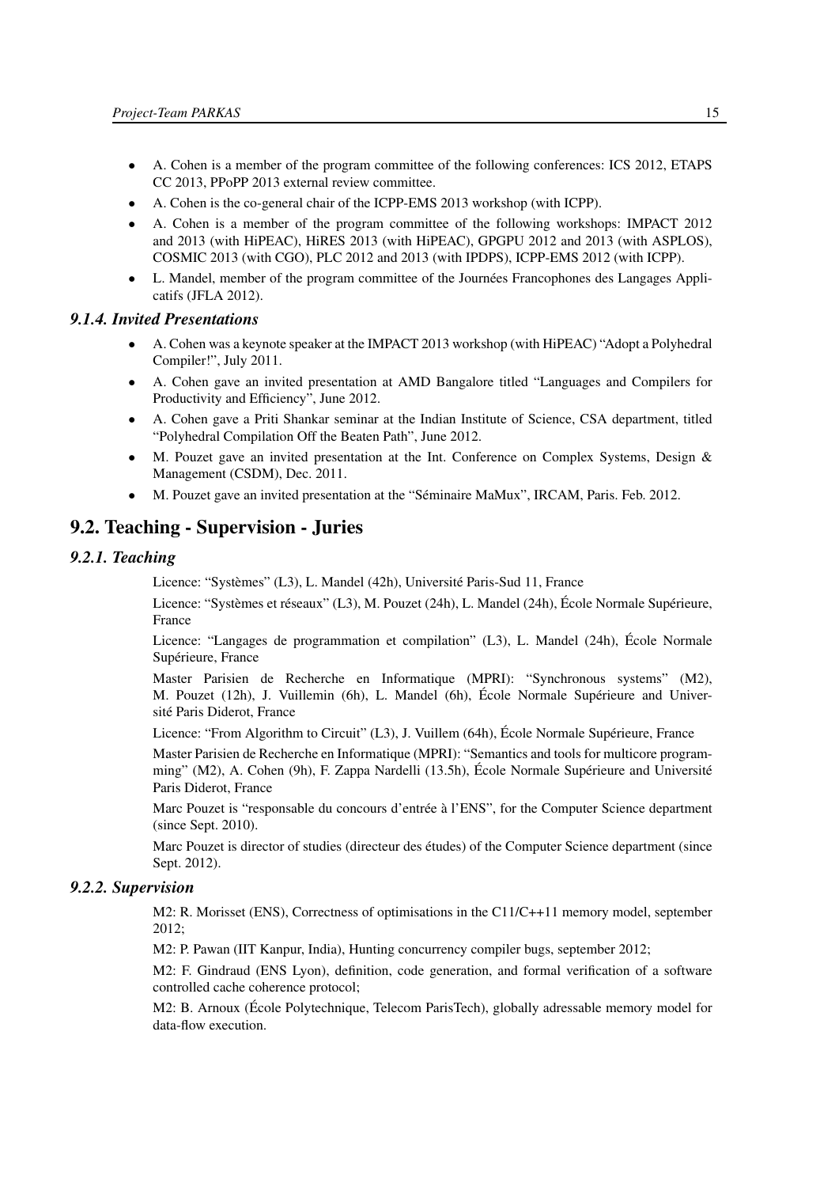- A. Cohen is a member of the program committee of the following conferences: ICS 2012, ETAPS CC 2013, PPoPP 2013 external review committee.
- A. Cohen is the co-general chair of the ICPP-EMS 2013 workshop (with ICPP).
- A. Cohen is a member of the program committee of the following workshops: IMPACT 2012 and 2013 (with HiPEAC), HiRES 2013 (with HiPEAC), GPGPU 2012 and 2013 (with ASPLOS), COSMIC 2013 (with CGO), PLC 2012 and 2013 (with IPDPS), ICPP-EMS 2012 (with ICPP).
- L. Mandel, member of the program committee of the Journées Francophones des Langages Applicatifs (JFLA 2012).

### *9.1.4. Invited Presentations*

- A. Cohen was a keynote speaker at the IMPACT 2013 workshop (with HiPEAC) "Adopt a Polyhedral Compiler!", July 2011.
- A. Cohen gave an invited presentation at AMD Bangalore titled "Languages and Compilers for Productivity and Efficiency", June 2012.
- A. Cohen gave a Priti Shankar seminar at the Indian Institute of Science, CSA department, titled "Polyhedral Compilation Off the Beaten Path", June 2012.
- M. Pouzet gave an invited presentation at the Int. Conference on Complex Systems, Design & Management (CSDM), Dec. 2011.
- M. Pouzet gave an invited presentation at the "Séminaire MaMux", IRCAM, Paris. Feb. 2012.

## 9.2. Teaching - Supervision - Juries

### *9.2.1. Teaching*

Licence: "Systèmes" (L3), L. Mandel (42h), Université Paris-Sud 11, France

Licence: "Systèmes et réseaux" (L3), M. Pouzet (24h), L. Mandel (24h), École Normale Supérieure, France

Licence: "Langages de programmation et compilation" (L3), L. Mandel (24h), École Normale Supérieure, France

Master Parisien de Recherche en Informatique (MPRI): "Synchronous systems" (M2), M. Pouzet (12h), J. Vuillemin (6h), L. Mandel (6h), École Normale Supérieure and Université Paris Diderot, France

Licence: "From Algorithm to Circuit" (L3), J. Vuillem (64h), École Normale Supérieure, France

Master Parisien de Recherche en Informatique (MPRI): "Semantics and tools for multicore programming" (M2), A. Cohen (9h), F. Zappa Nardelli (13.5h), École Normale Supérieure and Université Paris Diderot, France

Marc Pouzet is "responsable du concours d'entrée à l'ENS", for the Computer Science department (since Sept. 2010).

Marc Pouzet is director of studies (directeur des études) of the Computer Science department (since Sept. 2012).

### *9.2.2. Supervision*

M2: R. Morisset (ENS), Correctness of optimisations in the C11/C++11 memory model, september 2012;

M2: P. Pawan (IIT Kanpur, India), Hunting concurrency compiler bugs, september 2012;

M2: F. Gindraud (ENS Lyon), definition, code generation, and formal verification of a software controlled cache coherence protocol;

M2: B. Arnoux (École Polytechnique, Telecom ParisTech), globally adressable memory model for data-flow execution.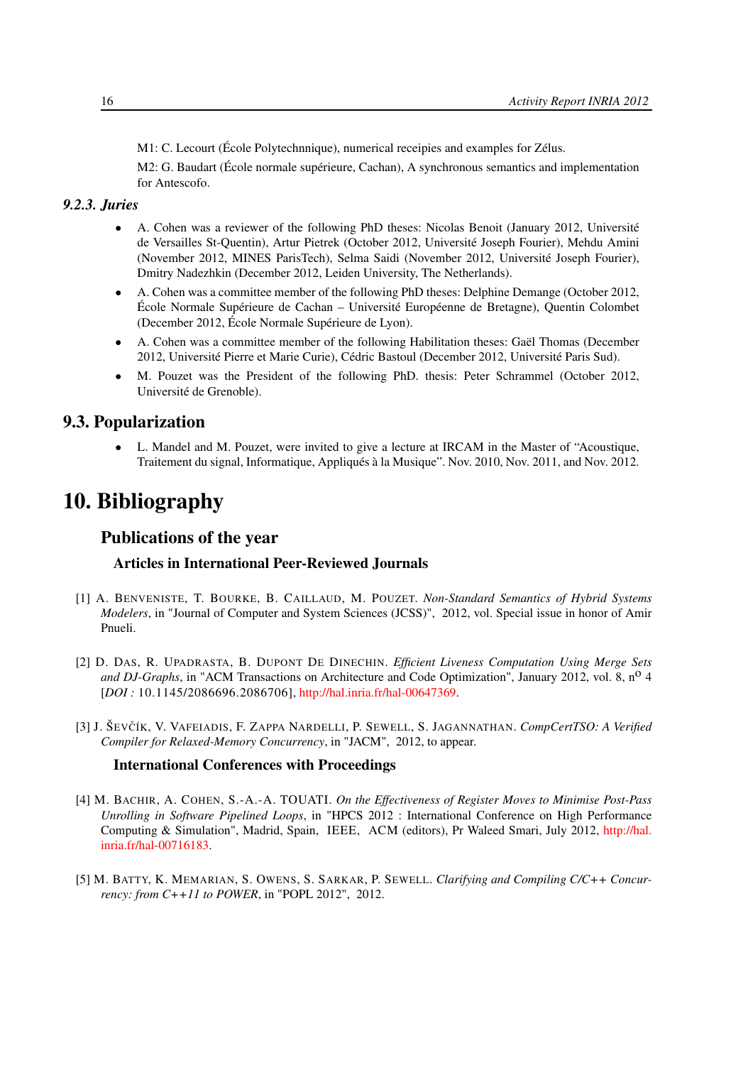M1: C. Lecourt (École Polytechnnique), numerical receipies and examples for Zélus.

M2: G. Baudart (École normale supérieure, Cachan), A synchronous semantics and implementation for Antescofo.

### *9.2.3. Juries*

- A. Cohen was a reviewer of the following PhD theses: Nicolas Benoit (January 2012, Université de Versailles St-Quentin), Artur Pietrek (October 2012, Université Joseph Fourier), Mehdu Amini (November 2012, MINES ParisTech), Selma Saidi (November 2012, Université Joseph Fourier), Dmitry Nadezhkin (December 2012, Leiden University, The Netherlands).
- A. Cohen was a committee member of the following PhD theses: Delphine Demange (October 2012, École Normale Supérieure de Cachan – Université Européenne de Bretagne), Quentin Colombet (December 2012, École Normale Supérieure de Lyon).
- A. Cohen was a committee member of the following Habilitation theses: Gaël Thomas (December 2012, Université Pierre et Marie Curie), Cédric Bastoul (December 2012, Université Paris Sud).
- M. Pouzet was the President of the following PhD. thesis: Peter Schrammel (October 2012, Université de Grenoble).

## 9.3. Popularization

- L. Mandel and M. Pouzet, were invited to give a lecture at IRCAM in the Master of "Acoustique, Traitement du signal, Informatique, Appliqués à la Musique". Nov. 2010, Nov. 2011, and Nov. 2012.

# 10. Bibliography

## Publications of the year

### Articles in International Peer-Reviewed Journals

[1] A. Benveniste, T. Bourke, B. Caillaud, M. Pouzet. *Non-Standard Semantics of Hybrid Systems Modelers*, in "Journal of Computer and System Sciences (JCSS)", 2012, vol. Special issue in honor of Amir Pnueli.

[2] D. Das, R. Upadrasta, B. Dupont De Dinechin. *Efficient Liveness Computation Using Merge Sets and DJ-Graphs*, in "ACM Transactions on Architecture and Code Optimization", January 2012, vol. 8, n$^{o}$ 4 [*DOI :* 10.1145/2086696.2086706], http://hal.inria.fr/hal-00647369.

[3] J. Ševčík, V. Vafeiadis, F. Zappa Nardelli, P. Sewell, S. Jagannathan. *CompCertTSO: A Verified Compiler for Relaxed-Memory Concurrency*, in "JACM", 2012, to appear.

### International Conferences with Proceedings

[4] M. Bachir, A. Cohen, S.-A.-A. TOUATI. *On the Effectiveness of Register Moves to Minimise Post-Pass Unrolling in Software Pipelined Loops*, in "HPCS 2012 : International Conference on High Performance Computing & Simulation", Madrid, Spain, IEEE, ACM (editors), Pr Waleed Smari, July 2012, http://hal.inria.fr/hal-00716183.

[5] M. Batty, K. Memarian, S. Owens, S. Sarkar, P. Sewell. *Clarifying and Compiling C/C++ Concurrency: from C++11 to POWER*, in "POPL 2012", 2012.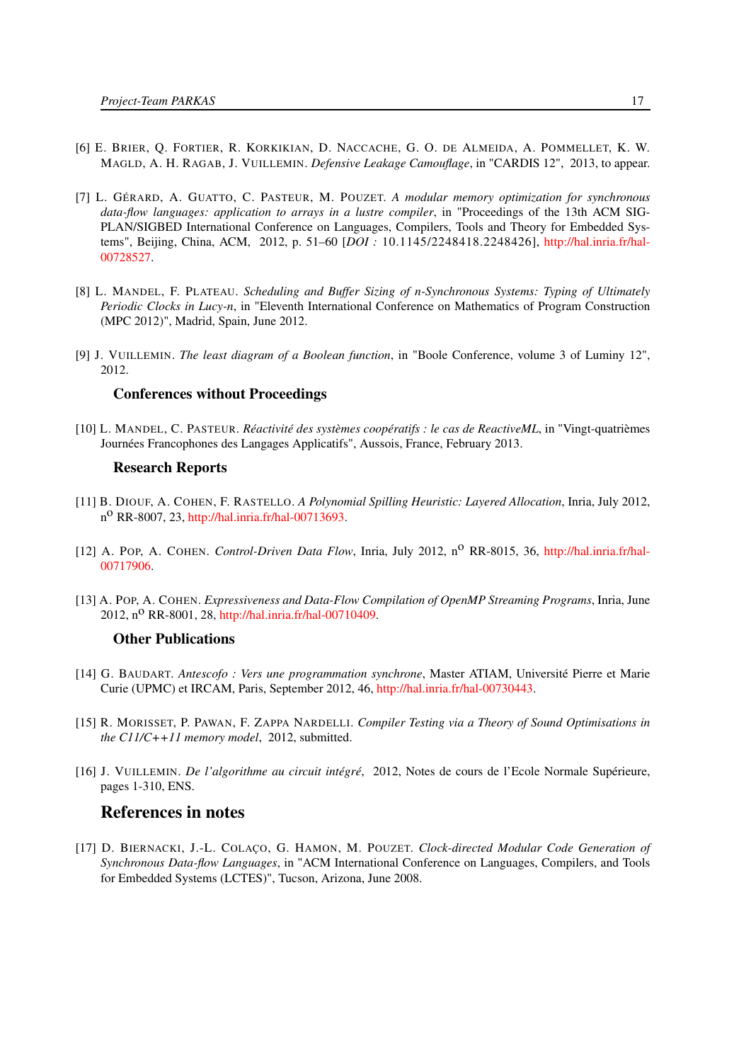[6] E. BRIER, Q. FORTIER, R. KORKIKIAN, D. NACCACHE, G. O. DE ALMEIDA, A. POMMELLET, K. W. MAGLD, A. H. RAGAB, J. VUILLEMIN. *Defensive Leakage Camouflage*, in "CARDIS 12", 2013, to appear.

[7] L. GÉRARD, A. GUATTO, C. PASTEUR, M. POUZET. *A modular memory optimization for synchronous data-flow languages: application to arrays in a lustre compiler*, in "Proceedings of the 13th ACM SIGPLAN/SIGBED International Conference on Languages, Compilers, Tools and Theory for Embedded Systems", Beijing, China, ACM, 2012, p. 51–60 [*DOI :* 10.1145/2248418.2248426], http://hal.inria.fr/hal-00728527.

[8] L. MANDEL, F. PLATEAU. *Scheduling and Buffer Sizing of n-Synchronous Systems: Typing of Ultimately Periodic Clocks in Lucy-n*, in "Eleventh International Conference on Mathematics of Program Construction (MPC 2012)", Madrid, Spain, June 2012.

[9] J. VUILLEMIN. *The least diagram of a Boolean function*, in "Boole Conference, volume 3 of Luminy 12", 2012.

### Conferences without Proceedings

[10] L. MANDEL, C. PASTEUR. *Réactivité des systèmes coopératifs : le cas de ReactiveML*, in "Vingt-quatrièmes Journées Francophones des Langages Applicatifs", Aussois, France, February 2013.

### Research Reports

[11] B. DIOUF, A. COHEN, F. RASTELLO. *A Polynomial Spilling Heuristic: Layered Allocation*, Inria, July 2012, n° RR-8007, 23, http://hal.inria.fr/hal-00713693.

[12] A. POP, A. COHEN. *Control-Driven Data Flow*, Inria, July 2012, n° RR-8015, 36, http://hal.inria.fr/hal-00717906.

[13] A. POP, A. COHEN. *Expressiveness and Data-Flow Compilation of OpenMP Streaming Programs*, Inria, June 2012, n° RR-8001, 28, http://hal.inria.fr/hal-00710409.

### Other Publications

[14] G. BAUDART. *Antescofo : Vers une programmation synchrone*, Master ATIAM, Université Pierre et Marie Curie (UPMC) et IRCAM, Paris, September 2012, 46, http://hal.inria.fr/hal-00730443.

[15] R. MORISSET, P. PAWAN, F. ZAPPA NARDELLI. *Compiler Testing via a Theory of Sound Optimisations in the C11/C++11 memory model*, 2012, submitted.

[16] J. VUILLEMIN. *De l'algorithme au circuit intégré*, 2012, Notes de cours de l'Ecole Normale Supérieure, pages 1-310, ENS.

## References in notes

[17] D. BIERNACKI, J.-L. COLAÇO, G. HAMON, M. POUZET. *Clock-directed Modular Code Generation of Synchronous Data-flow Languages*, in "ACM International Conference on Languages, Compilers, and Tools for Embedded Systems (LCTES)", Tucson, Arizona, June 2008.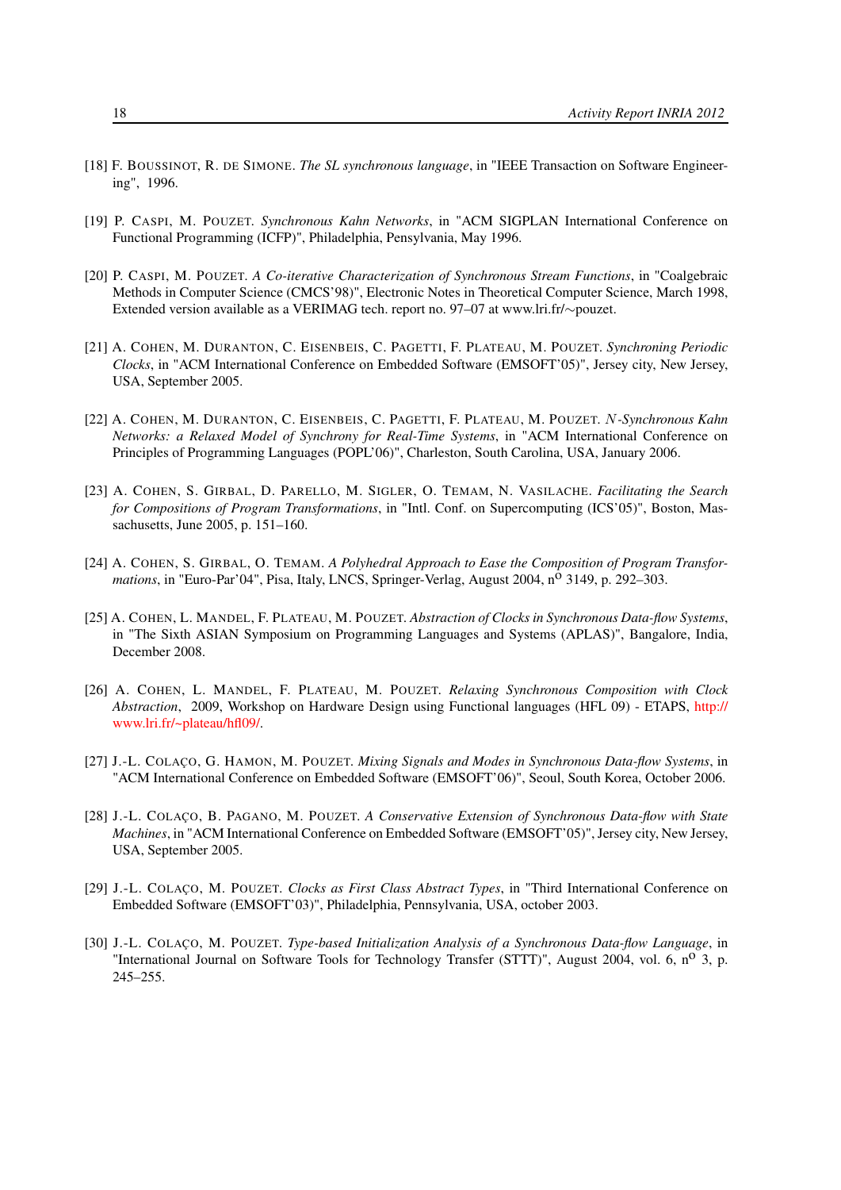[18] F. BOUSSINOT, R. DE SIMONE. *The SL synchronous language*, in "IEEE Transaction on Software Engineering", 1996.

[19] P. CASPI, M. POUZET. *Synchronous Kahn Networks*, in "ACM SIGPLAN International Conference on Functional Programming (ICFP)", Philadelphia, Pensylvania, May 1996.

[20] P. CASPI, M. POUZET. *A Co-iterative Characterization of Synchronous Stream Functions*, in "Coalgebraic Methods in Computer Science (CMCS'98)", Electronic Notes in Theoretical Computer Science, March 1998, Extended version available as a VERIMAG tech. report no. 97–07 at www.lri.fr/∼pouzet.

[21] A. COHEN, M. DURANTON, C. EISENBEIS, C. PAGETTI, F. PLATEAU, M. POUZET. *Synchroning Periodic Clocks*, in "ACM International Conference on Embedded Software (EMSOFT'05)", Jersey city, New Jersey, USA, September 2005.

[22] A. COHEN, M. DURANTON, C. EISENBEIS, C. PAGETTI, F. PLATEAU, M. POUZET. *$N$-Synchronous Kahn Networks: a Relaxed Model of Synchrony for Real-Time Systems*, in "ACM International Conference on Principles of Programming Languages (POPL'06)", Charleston, South Carolina, USA, January 2006.

[23] A. COHEN, S. GIRBAL, D. PARELLO, M. SIGLER, O. TEMAM, N. VASILACHE. *Facilitating the Search for Compositions of Program Transformations*, in "Intl. Conf. on Supercomputing (ICS'05)", Boston, Massachusetts, June 2005, p. 151–160.

[24] A. COHEN, S. GIRBAL, O. TEMAM. *A Polyhedral Approach to Ease the Composition of Program Transformations*, in "Euro-Par'04", Pisa, Italy, LNCS, Springer-Verlag, August 2004, n$^{o}$ 3149, p. 292–303.

[25] A. COHEN, L. MANDEL, F. PLATEAU, M. POUZET. *Abstraction of Clocks in Synchronous Data-flow Systems*, in "The Sixth ASIAN Symposium on Programming Languages and Systems (APLAS)", Bangalore, India, December 2008.

[26] A. COHEN, L. MANDEL, F. PLATEAU, M. POUZET. *Relaxing Synchronous Composition with Clock Abstraction*, 2009, Workshop on Hardware Design using Functional languages (HFL 09) - ETAPS, http://www.lri.fr/~plateau/hfl09/.

[27] J.-L. COLAÇO, G. HAMON, M. POUZET. *Mixing Signals and Modes in Synchronous Data-flow Systems*, in "ACM International Conference on Embedded Software (EMSOFT'06)", Seoul, South Korea, October 2006.

[28] J.-L. COLAÇO, B. PAGANO, M. POUZET. *A Conservative Extension of Synchronous Data-flow with State Machines*, in "ACM International Conference on Embedded Software (EMSOFT'05)", Jersey city, New Jersey, USA, September 2005.

[29] J.-L. COLAÇO, M. POUZET. *Clocks as First Class Abstract Types*, in "Third International Conference on Embedded Software (EMSOFT'03)", Philadelphia, Pennsylvania, USA, october 2003.

[30] J.-L. COLAÇO, M. POUZET. *Type-based Initialization Analysis of a Synchronous Data-flow Language*, in "International Journal on Software Tools for Technology Transfer (STTT)", August 2004, vol. 6, n$^{o}$ 3, p. 245–255.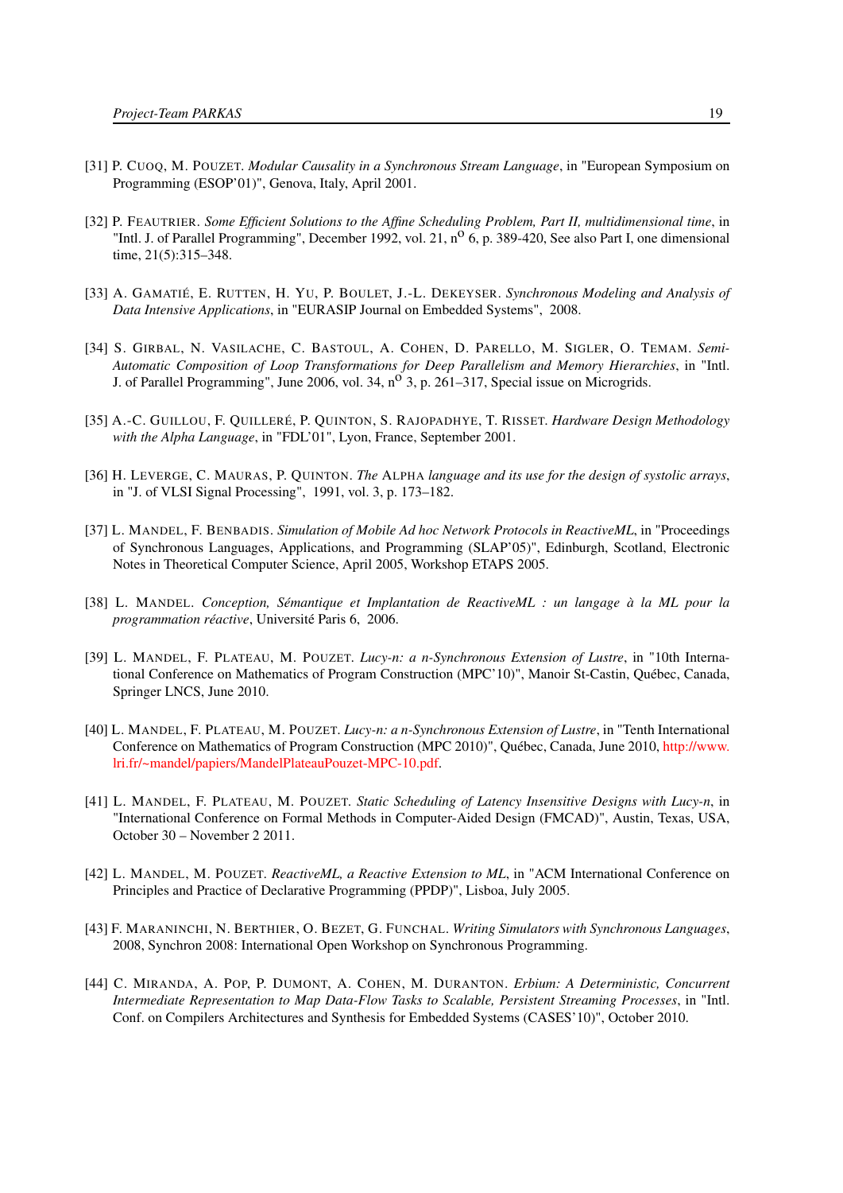[31] P. Cuoq, M. Pouzet. *Modular Causality in a Synchronous Stream Language*, in "European Symposium on Programming (ESOP'01)", Genova, Italy, April 2001.

[32] P. Feautrier. *Some Efficient Solutions to the Affine Scheduling Problem, Part II, multidimensional time*, in "Intl. J. of Parallel Programming", December 1992, vol. 21, n$^{o}$ 6, p. 389-420, See also Part I, one dimensional time, 21(5):315–348.

[33] A. Gamatié, E. Rutten, H. Yu, P. Boulet, J.-L. Dekeyser. *Synchronous Modeling and Analysis of Data Intensive Applications*, in "EURASIP Journal on Embedded Systems", 2008.

[34] S. Girbal, N. Vasilache, C. Bastoul, A. Cohen, D. Parello, M. Sigler, O. Temam. *Semi-Automatic Composition of Loop Transformations for Deep Parallelism and Memory Hierarchies*, in "Intl. J. of Parallel Programming", June 2006, vol. 34, n$^{o}$ 3, p. 261–317, Special issue on Microgrids.

[35] A.-C. Guillou, F. Quilleré, P. Quinton, S. Rajopadhye, T. Risset. *Hardware Design Methodology with the Alpha Language*, in "FDL'01", Lyon, France, September 2001.

[36] H. Leverge, C. Mauras, P. Quinton. *The* Alpha *language and its use for the design of systolic arrays*, in "J. of VLSI Signal Processing", 1991, vol. 3, p. 173–182.

[37] L. Mandel, F. Benbadis. *Simulation of Mobile Ad hoc Network Protocols in ReactiveML*, in "Proceedings of Synchronous Languages, Applications, and Programming (SLAP'05)", Edinburgh, Scotland, Electronic Notes in Theoretical Computer Science, April 2005, Workshop ETAPS 2005.

[38] L. Mandel. *Conception, Sémantique et Implantation de ReactiveML : un langage à la ML pour la programmation réactive*, Université Paris 6, 2006.

[39] L. Mandel, F. Plateau, M. Pouzet. *Lucy-n: a n-Synchronous Extension of Lustre*, in "10th International Conference on Mathematics of Program Construction (MPC'10)", Manoir St-Castin, Québec, Canada, Springer LNCS, June 2010.

[40] L. Mandel, F. Plateau, M. Pouzet. *Lucy-n: a n-Synchronous Extension of Lustre*, in "Tenth International Conference on Mathematics of Program Construction (MPC 2010)", Québec, Canada, June 2010, http://www.lri.fr/~mandel/papiers/MandelPlateauPouzet-MPC-10.pdf.

[41] L. Mandel, F. Plateau, M. Pouzet. *Static Scheduling of Latency Insensitive Designs with Lucy-n*, in "International Conference on Formal Methods in Computer-Aided Design (FMCAD)", Austin, Texas, USA, October 30 – November 2 2011.

[42] L. Mandel, M. Pouzet. *ReactiveML, a Reactive Extension to ML*, in "ACM International Conference on Principles and Practice of Declarative Programming (PPDP)", Lisboa, July 2005.

[43] F. Maraninchi, N. Berthier, O. Bezet, G. Funchal. *Writing Simulators with Synchronous Languages*, 2008, Synchron 2008: International Open Workshop on Synchronous Programming.

[44] C. Miranda, A. Pop, P. Dumont, A. Cohen, M. Duranton. *Erbium: A Deterministic, Concurrent Intermediate Representation to Map Data-Flow Tasks to Scalable, Persistent Streaming Processes*, in "Intl. Conf. on Compilers Architectures and Synthesis for Embedded Systems (CASES'10)", October 2010.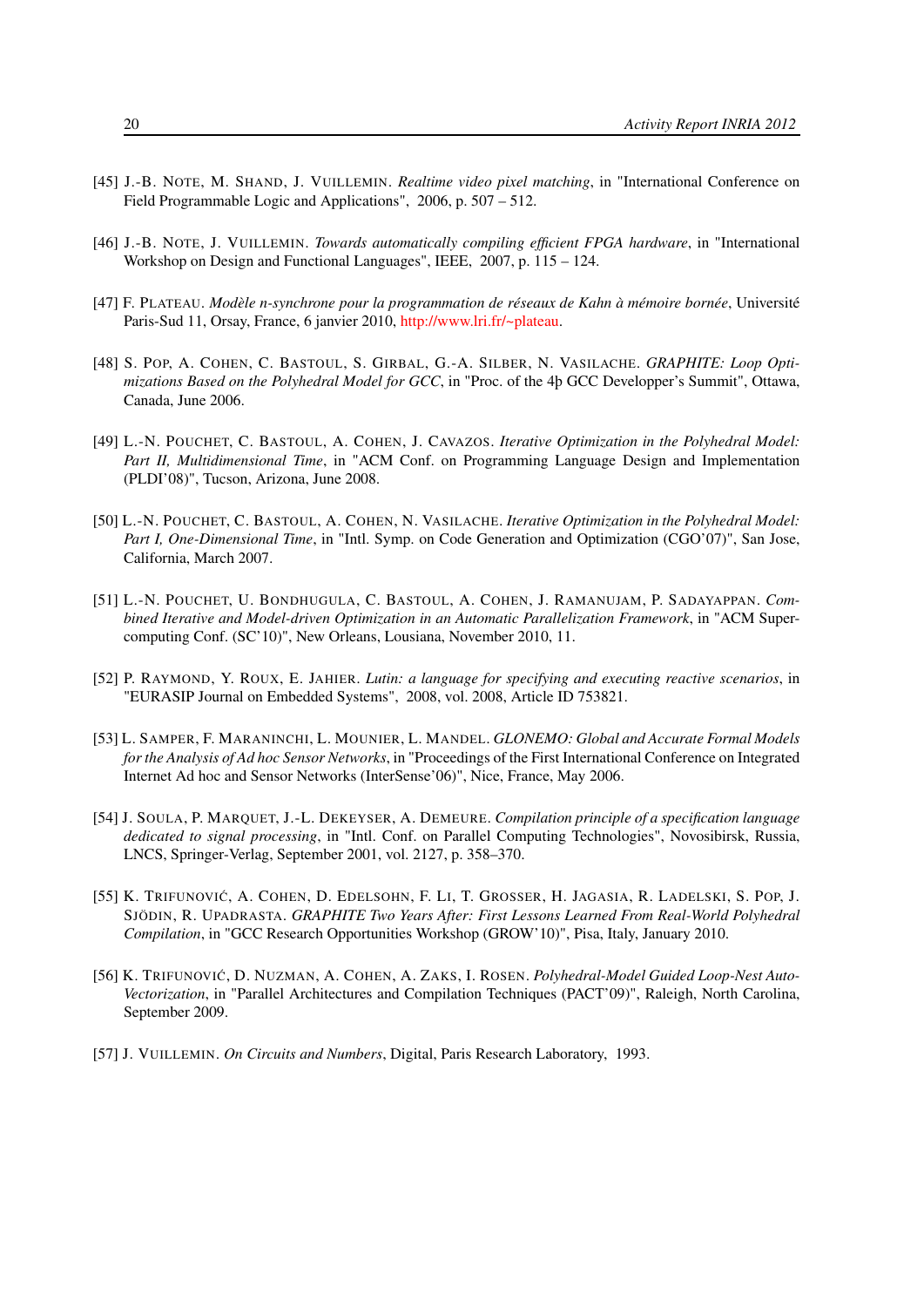[45] J.-B. NOTE, M. SHAND, J. VUILLEMIN. *Realtime video pixel matching*, in "International Conference on Field Programmable Logic and Applications", 2006, p. 507 – 512.

[46] J.-B. NOTE, J. VUILLEMIN. *Towards automatically compiling efficient FPGA hardware*, in "International Workshop on Design and Functional Languages", IEEE, 2007, p. 115 – 124.

[47] F. PLATEAU. *Modèle n-synchrone pour la programmation de réseaux de Kahn à mémoire bornée*, Université Paris-Sud 11, Orsay, France, 6 janvier 2010, http://www.lri.fr/~plateau.

[48] S. POP, A. COHEN, C. BASTOUL, S. GIRBAL, G.-A. SILBER, N. VASILACHE. *GRAPHITE: Loop Optimizations Based on the Polyhedral Model for GCC*, in "Proc. of the 4þ GCC Developper's Summit", Ottawa, Canada, June 2006.

[49] L.-N. POUCHET, C. BASTOUL, A. COHEN, J. CAVAZOS. *Iterative Optimization in the Polyhedral Model: Part II, Multidimensional Time*, in "ACM Conf. on Programming Language Design and Implementation (PLDI'08)", Tucson, Arizona, June 2008.

[50] L.-N. POUCHET, C. BASTOUL, A. COHEN, N. VASILACHE. *Iterative Optimization in the Polyhedral Model: Part I, One-Dimensional Time*, in "Intl. Symp. on Code Generation and Optimization (CGO'07)", San Jose, California, March 2007.

[51] L.-N. POUCHET, U. BONDHUGULA, C. BASTOUL, A. COHEN, J. RAMANUJAM, P. SADAYAPPAN. *Combined Iterative and Model-driven Optimization in an Automatic Parallelization Framework*, in "ACM Supercomputing Conf. (SC'10)", New Orleans, Lousiana, November 2010, 11.

[52] P. RAYMOND, Y. ROUX, E. JAHIER. *Lutin: a language for specifying and executing reactive scenarios*, in "EURASIP Journal on Embedded Systems", 2008, vol. 2008, Article ID 753821.

[53] L. SAMPER, F. MARANINCHI, L. MOUNIER, L. MANDEL. *GLONEMO: Global and Accurate Formal Models for the Analysis of Ad hoc Sensor Networks*, in "Proceedings of the First International Conference on Integrated Internet Ad hoc and Sensor Networks (InterSense'06)", Nice, France, May 2006.

[54] J. SOULA, P. MARQUET, J.-L. DEKEYSER, A. DEMEURE. *Compilation principle of a specification language dedicated to signal processing*, in "Intl. Conf. on Parallel Computing Technologies", Novosibirsk, Russia, LNCS, Springer-Verlag, September 2001, vol. 2127, p. 358–370.

[55] K. TRIFUNOVIĆ, A. COHEN, D. EDELSOHN, F. LI, T. GROSSER, H. JAGASIA, R. LADELSKI, S. POP, J. SJÖDIN, R. UPADRASTA. *GRAPHITE Two Years After: First Lessons Learned From Real-World Polyhedral Compilation*, in "GCC Research Opportunities Workshop (GROW'10)", Pisa, Italy, January 2010.

[56] K. TRIFUNOVIĆ, D. NUZMAN, A. COHEN, A. ZAKS, I. ROSEN. *Polyhedral-Model Guided Loop-Nest Auto-Vectorization*, in "Parallel Architectures and Compilation Techniques (PACT'09)", Raleigh, North Carolina, September 2009.

[57] J. VUILLEMIN. *On Circuits and Numbers*, Digital, Paris Research Laboratory, 1993.